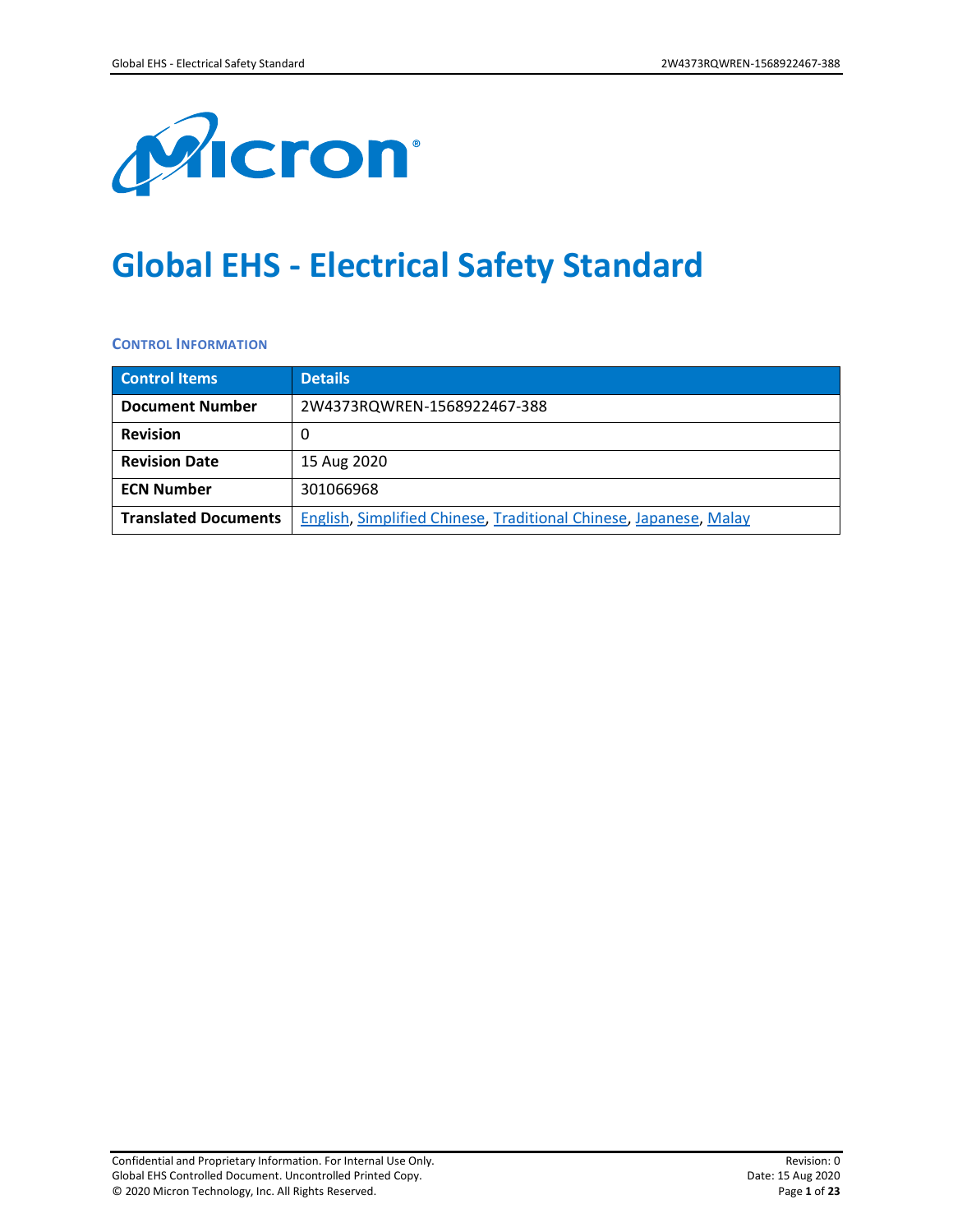# Global EHS - Electrical Safety Standard

### CONTROL INFORMATION

| Control Items | Details |
|---|---|
| **Document Number** | 2W4373RQWREN-1568922467-388 |
| **Revision** | 0 |
| **Revision Date** | 15 Aug 2020 |
| **ECN Number** | 301066968 |
| **Translated Documents** | English, Simplified Chinese, Traditional Chinese, Japanese, Malay |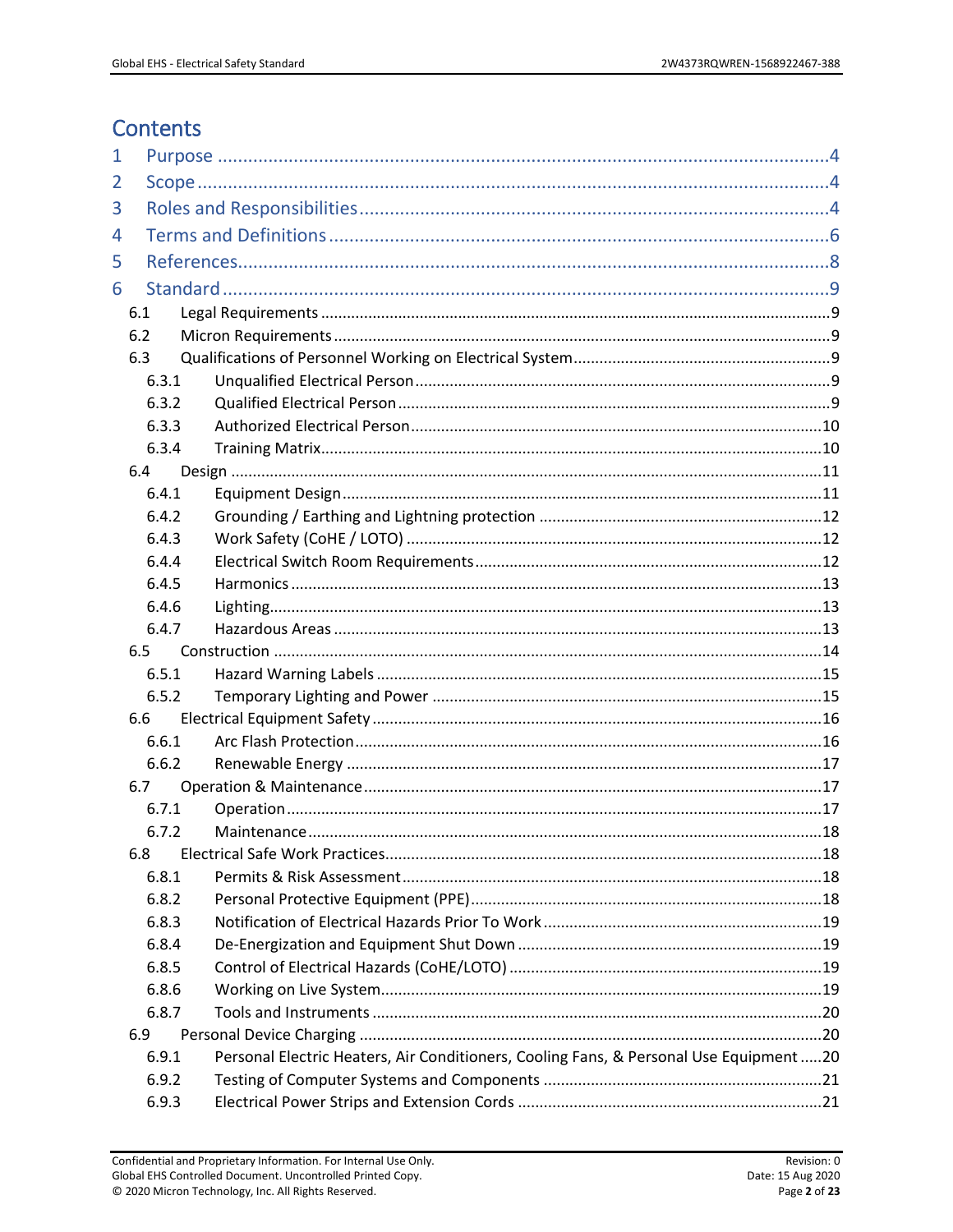# Contents

1 Purpose ........................................................................................................4
2 Scope ...........................................................................................................4
3 Roles and Responsibilities ..........................................................................4
4 Terms and Definitions .................................................................................6
5 References...................................................................................................8
6 Standard ......................................................................................................9
  6.1 Legal Requirements ..................................................................................9
  6.2 Micron Requirements ...............................................................................9
  6.3 Qualifications of Personnel Working on Electrical System.......................9
    6.3.1 Unqualified Electrical Person...............................................................9
    6.3.2 Qualified Electrical Person ...................................................................9
    6.3.3 Authorized Electrical Person...............................................................10
    6.3.4 Training Matrix....................................................................................10
  6.4 Design .......................................................................................................11
    6.4.1 Equipment Design...............................................................................11
    6.4.2 Grounding / Earthing and Lightning protection .................................12
    6.4.3 Work Safety (CoHE / LOTO) ................................................................12
    6.4.4 Electrical Switch Room Requirements................................................12
    6.4.5 Harmonics ..........................................................................................13
    6.4.6 Lighting...............................................................................................13
    6.4.7 Hazardous Areas .................................................................................13
  6.5 Construction .............................................................................................14
    6.5.1 Hazard Warning Labels .......................................................................15
    6.5.2 Temporary Lighting and Power ..........................................................15
  6.6 Electrical Equipment Safety.....................................................................16
    6.6.1 Arc Flash Protection............................................................................16
    6.6.2 Renewable Energy ..............................................................................17
  6.7 Operation & Maintenance........................................................................17
    6.7.1 Operation............................................................................................17
    6.7.2 Maintenance.......................................................................................18
  6.8 Electrical Safe Work Practices..................................................................18
    6.8.1 Permits & Risk Assessment.................................................................18
    6.8.2 Personal Protective Equipment (PPE).................................................18
    6.8.3 Notification of Electrical Hazards Prior To Work................................19
    6.8.4 De-Energization and Equipment Shut Down ......................................19
    6.8.5 Control of Electrical Hazards (CoHE/LOTO) ........................................19
    6.8.6 Working on Live System......................................................................19
    6.8.7 Tools and Instruments ........................................................................20
  6.9 Personal Device Charging ........................................................................20
    6.9.1 Personal Electric Heaters, Air Conditioners, Cooling Fans, & Personal Use Equipment .....20
    6.9.2 Testing of Computer Systems and Components ................................21
    6.9.3 Electrical Power Strips and Extension Cords ......................................21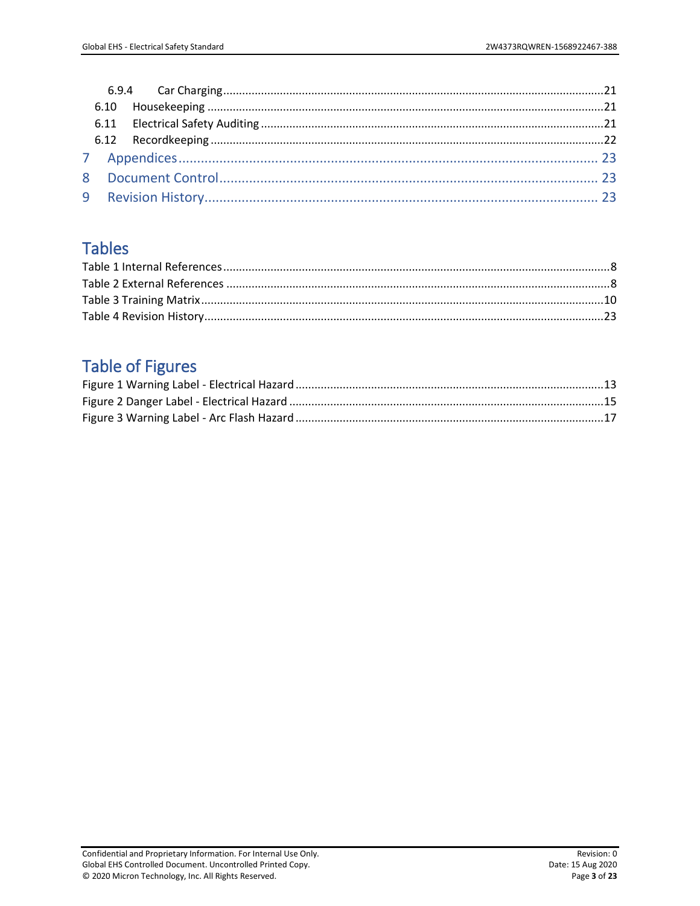6.9.4 Car Charging ........................................................................................................................21
6.10 Housekeeping .............................................................................................................................21
6.11 Electrical Safety Auditing ............................................................................................................21
6.12 Recordkeeping ............................................................................................................................22
7 Appendices ................................................................................................................. 23
8 Document Control ..................................................................................................... 23
9 Revision History.......................................................................................................... 23

## Tables

Table 1 Internal References ..........................................................................................................8
Table 2 External References .........................................................................................................8
Table 3 Training Matrix ...............................................................................................................10
Table 4 Revision History .............................................................................................................23

## Table of Figures

Figure 1 Warning Label - Electrical Hazard .................................................................................13
Figure 2 Danger Label - Electrical Hazard ...................................................................................15
Figure 3 Warning Label - Arc Flash Hazard .................................................................................17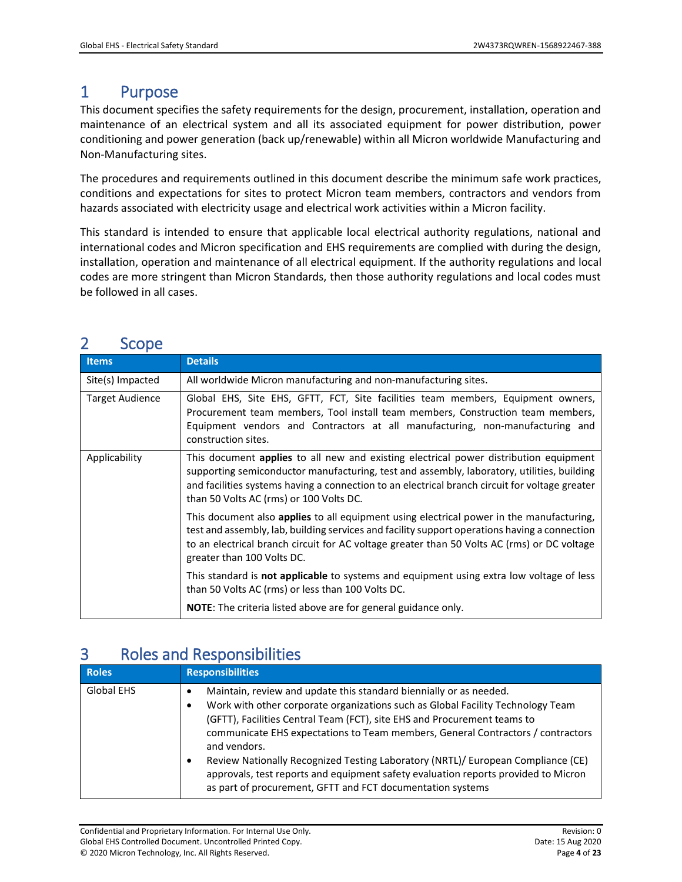# 1 Purpose

This document specifies the safety requirements for the design, procurement, installation, operation and maintenance of an electrical system and all its associated equipment for power distribution, power conditioning and power generation (back up/renewable) within all Micron worldwide Manufacturing and Non-Manufacturing sites.

The procedures and requirements outlined in this document describe the minimum safe work practices, conditions and expectations for sites to protect Micron team members, contractors and vendors from hazards associated with electricity usage and electrical work activities within a Micron facility.

This standard is intended to ensure that applicable local electrical authority regulations, national and international codes and Micron specification and EHS requirements are complied with during the design, installation, operation and maintenance of all electrical equipment. If the authority regulations and local codes are more stringent than Micron Standards, then those authority regulations and local codes must be followed in all cases.

# 2 Scope

| Items | Details |
|---|---|
| Site(s) Impacted | All worldwide Micron manufacturing and non-manufacturing sites. |
| Target Audience | Global EHS, Site EHS, GFTT, FCT, Site facilities team members, Equipment owners, Procurement team members, Tool install team members, Construction team members, Equipment vendors and Contractors at all manufacturing, non-manufacturing and construction sites. |
| Applicability | This document **applies** to all new and existing electrical power distribution equipment supporting semiconductor manufacturing, test and assembly, laboratory, utilities, building and facilities systems having a connection to an electrical branch circuit for voltage greater than 50 Volts AC (rms) or 100 Volts DC.<br><br>This document also **applies** to all equipment using electrical power in the manufacturing, test and assembly, lab, building services and facility support operations having a connection to an electrical branch circuit for AC voltage greater than 50 Volts AC (rms) or DC voltage greater than 100 Volts DC.<br><br>This standard is **not applicable** to systems and equipment using extra low voltage of less than 50 Volts AC (rms) or less than 100 Volts DC.<br><br>**NOTE**: The criteria listed above are for general guidance only. |

# 3 Roles and Responsibilities

| Roles | Responsibilities |
|---|---|
| Global EHS | • Maintain, review and update this standard biennially or as needed.<br>• Work with other corporate organizations such as Global Facility Technology Team (GFTT), Facilities Central Team (FCT), site EHS and Procurement teams to communicate EHS expectations to Team members, General Contractors / contractors and vendors.<br>• Review Nationally Recognized Testing Laboratory (NRTL)/ European Compliance (CE) approvals, test reports and equipment safety evaluation reports provided to Micron as part of procurement, GFTT and FCT documentation systems |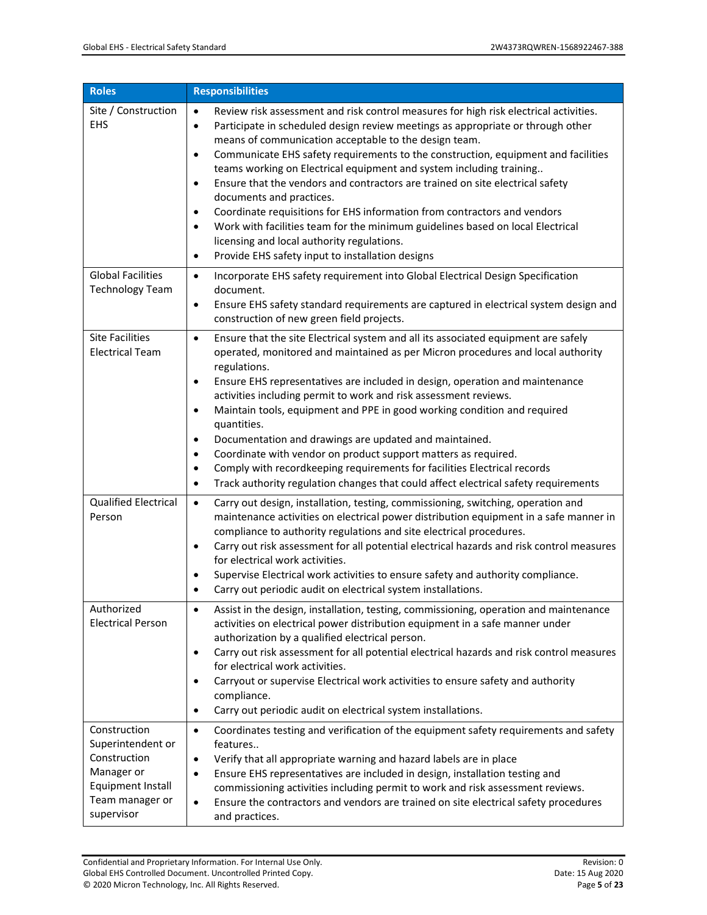| Roles | Responsibilities |
| --- | --- |
| Site / Construction EHS | • Review risk assessment and risk control measures for high risk electrical activities.<br>• Participate in scheduled design review meetings as appropriate or through other means of communication acceptable to the design team.<br>• Communicate EHS safety requirements to the construction, equipment and facilities teams working on Electrical equipment and system including training..<br>• Ensure that the vendors and contractors are trained on site electrical safety documents and practices.<br>• Coordinate requisitions for EHS information from contractors and vendors<br>• Work with facilities team for the minimum guidelines based on local Electrical licensing and local authority regulations.<br>• Provide EHS safety input to installation designs |
| Global Facilities Technology Team | • Incorporate EHS safety requirement into Global Electrical Design Specification document.<br>• Ensure EHS safety standard requirements are captured in electrical system design and construction of new green field projects. |
| Site Facilities Electrical Team | • Ensure that the site Electrical system and all its associated equipment are safely operated, monitored and maintained as per Micron procedures and local authority regulations.<br>• Ensure EHS representatives are included in design, operation and maintenance activities including permit to work and risk assessment reviews.<br>• Maintain tools, equipment and PPE in good working condition and required quantities.<br>• Documentation and drawings are updated and maintained.<br>• Coordinate with vendor on product support matters as required.<br>• Comply with recordkeeping requirements for facilities Electrical records<br>• Track authority regulation changes that could affect electrical safety requirements |
| Qualified Electrical Person | • Carry out design, installation, testing, commissioning, switching, operation and maintenance activities on electrical power distribution equipment in a safe manner in compliance to authority regulations and site electrical procedures.<br>• Carry out risk assessment for all potential electrical hazards and risk control measures for electrical work activities.<br>• Supervise Electrical work activities to ensure safety and authority compliance.<br>• Carry out periodic audit on electrical system installations. |
| Authorized Electrical Person | • Assist in the design, installation, testing, commissioning, operation and maintenance activities on electrical power distribution equipment in a safe manner under authorization by a qualified electrical person.<br>• Carry out risk assessment for all potential electrical hazards and risk control measures for electrical work activities.<br>• Carryout or supervise Electrical work activities to ensure safety and authority compliance.<br>• Carry out periodic audit on electrical system installations. |
| Construction Superintendent or Construction Manager or Equipment Install Team manager or supervisor | • Coordinates testing and verification of the equipment safety requirements and safety features..<br>• Verify that all appropriate warning and hazard labels are in place<br>• Ensure EHS representatives are included in design, installation testing and commissioning activities including permit to work and risk assessment reviews.<br>• Ensure the contractors and vendors are trained on site electrical safety procedures and practices. |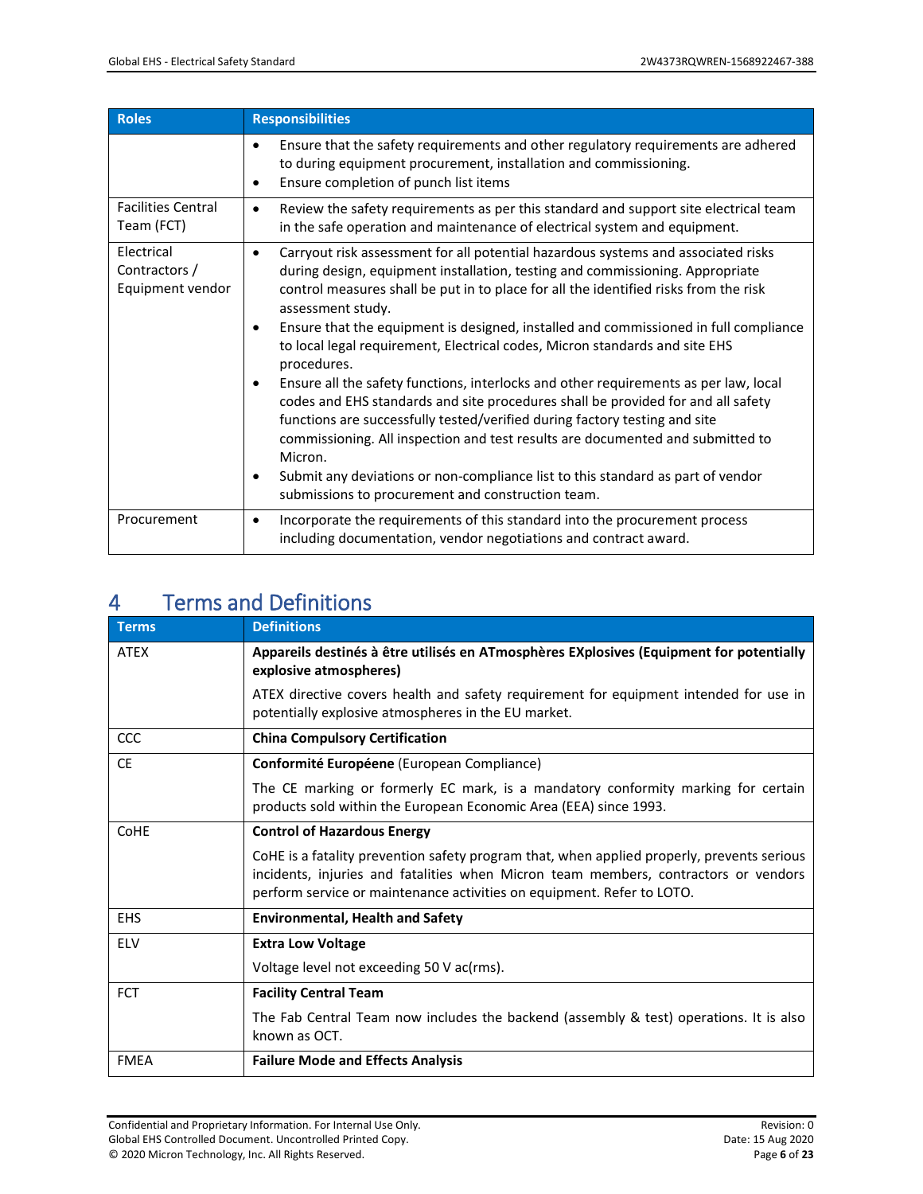| Roles | Responsibilities |
|---|---|
| | • Ensure that the safety requirements and other regulatory requirements are adhered to during equipment procurement, installation and commissioning.<br>• Ensure completion of punch list items |
| Facilities Central Team (FCT) | • Review the safety requirements as per this standard and support site electrical team in the safe operation and maintenance of electrical system and equipment. |
| Electrical Contractors / Equipment vendor | • Carryout risk assessment for all potential hazardous systems and associated risks during design, equipment installation, testing and commissioning. Appropriate control measures shall be put in to place for all the identified risks from the risk assessment study.<br>• Ensure that the equipment is designed, installed and commissioned in full compliance to local legal requirement, Electrical codes, Micron standards and site EHS procedures.<br>• Ensure all the safety functions, interlocks and other requirements as per law, local codes and EHS standards and site procedures shall be provided for and all safety functions are successfully tested/verified during factory testing and site commissioning. All inspection and test results are documented and submitted to Micron.<br>• Submit any deviations or non-compliance list to this standard as part of vendor submissions to procurement and construction team. |
| Procurement | • Incorporate the requirements of this standard into the procurement process including documentation, vendor negotiations and contract award. |

# 4 Terms and Definitions

| Terms | Definitions |
|---|---|
| ATEX | **Appareils destinés à être utilisés en ATmosphères EXplosives (Equipment for potentially explosive atmospheres)**<br><br>ATEX directive covers health and safety requirement for equipment intended for use in potentially explosive atmospheres in the EU market. |
| CCC | **China Compulsory Certification** |
| CE | **Conformité Européene** (European Compliance)<br><br>The CE marking or formerly EC mark, is a mandatory conformity marking for certain products sold within the European Economic Area (EEA) since 1993. |
| CoHE | **Control of Hazardous Energy**<br><br>CoHE is a fatality prevention safety program that, when applied properly, prevents serious incidents, injuries and fatalities when Micron team members, contractors or vendors perform service or maintenance activities on equipment. Refer to LOTO. |
| EHS | **Environmental, Health and Safety** |
| ELV | **Extra Low Voltage**<br><br>Voltage level not exceeding 50 V ac(rms). |
| FCT | **Facility Central Team**<br><br>The Fab Central Team now includes the backend (assembly & test) operations. It is also known as OCT. |
| FMEA | **Failure Mode and Effects Analysis** |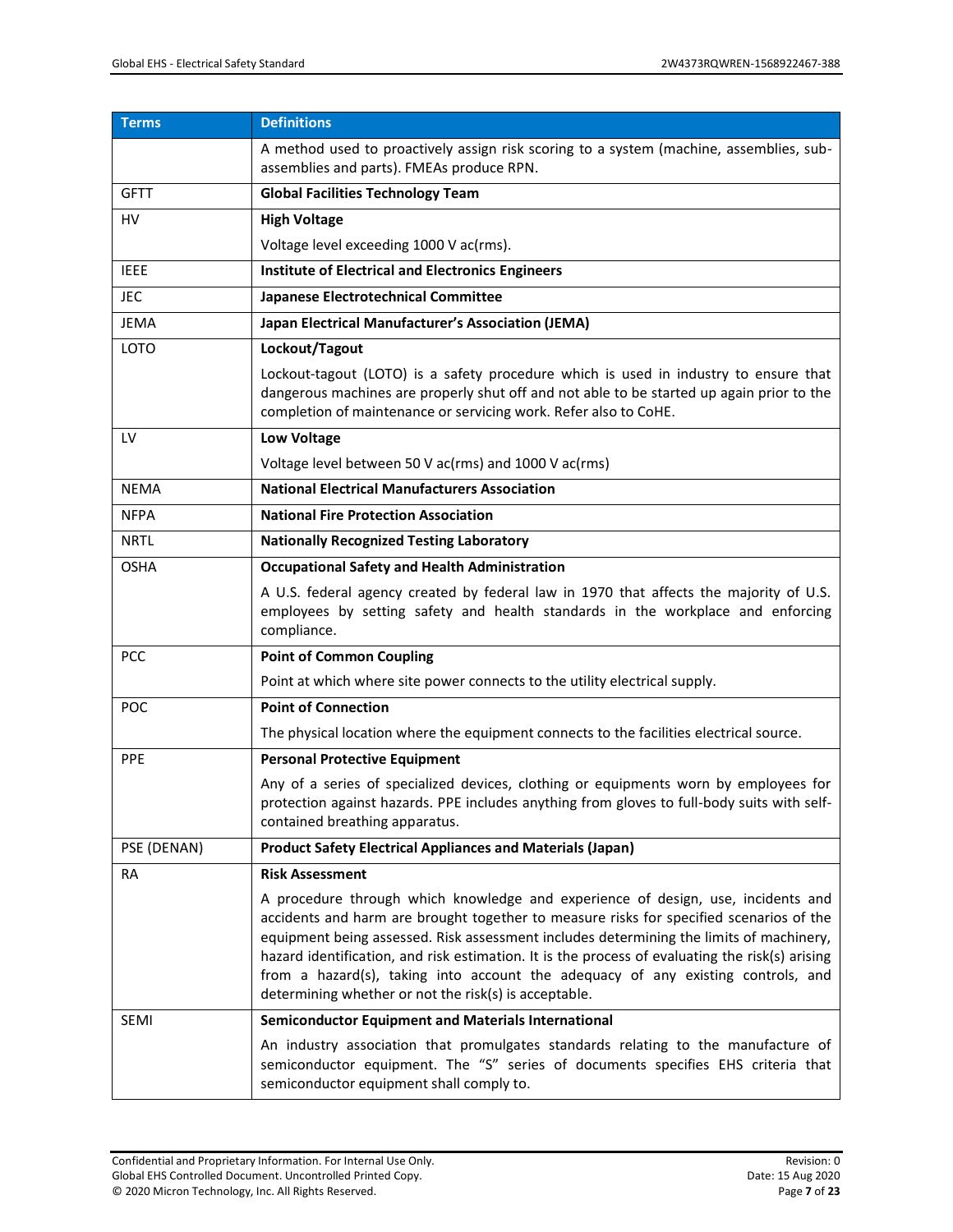| Terms | Definitions |
|---|---|
| | A method used to proactively assign risk scoring to a system (machine, assemblies, sub-assemblies and parts). FMEAs produce RPN. |
| GFTT | **Global Facilities Technology Team** |
| HV | **High Voltage**<br><br>Voltage level exceeding 1000 V ac(rms). |
| IEEE | **Institute of Electrical and Electronics Engineers** |
| JEC | **Japanese Electrotechnical Committee** |
| JEMA | **Japan Electrical Manufacturer's Association (JEMA)** |
| LOTO | **Lockout/Tagout**<br><br>Lockout-tagout (LOTO) is a safety procedure which is used in industry to ensure that dangerous machines are properly shut off and not able to be started up again prior to the completion of maintenance or servicing work. Refer also to CoHE. |
| LV | **Low Voltage**<br><br>Voltage level between 50 V ac(rms) and 1000 V ac(rms) |
| NEMA | **National Electrical Manufacturers Association** |
| NFPA | **National Fire Protection Association** |
| NRTL | **Nationally Recognized Testing Laboratory** |
| OSHA | **Occupational Safety and Health Administration**<br><br>A U.S. federal agency created by federal law in 1970 that affects the majority of U.S. employees by setting safety and health standards in the workplace and enforcing compliance. |
| PCC | **Point of Common Coupling**<br><br>Point at which where site power connects to the utility electrical supply. |
| POC | **Point of Connection**<br><br>The physical location where the equipment connects to the facilities electrical source. |
| PPE | **Personal Protective Equipment**<br><br>Any of a series of specialized devices, clothing or equipments worn by employees for protection against hazards. PPE includes anything from gloves to full-body suits with self-contained breathing apparatus. |
| PSE (DENAN) | **Product Safety Electrical Appliances and Materials (Japan)** |
| RA | **Risk Assessment**<br><br>A procedure through which knowledge and experience of design, use, incidents and accidents and harm are brought together to measure risks for specified scenarios of the equipment being assessed. Risk assessment includes determining the limits of machinery, hazard identification, and risk estimation. It is the process of evaluating the risk(s) arising from a hazard(s), taking into account the adequacy of any existing controls, and determining whether or not the risk(s) is acceptable. |
| SEMI | **Semiconductor Equipment and Materials International**<br><br>An industry association that promulgates standards relating to the manufacture of semiconductor equipment. The "S" series of documents specifies EHS criteria that semiconductor equipment shall comply to. |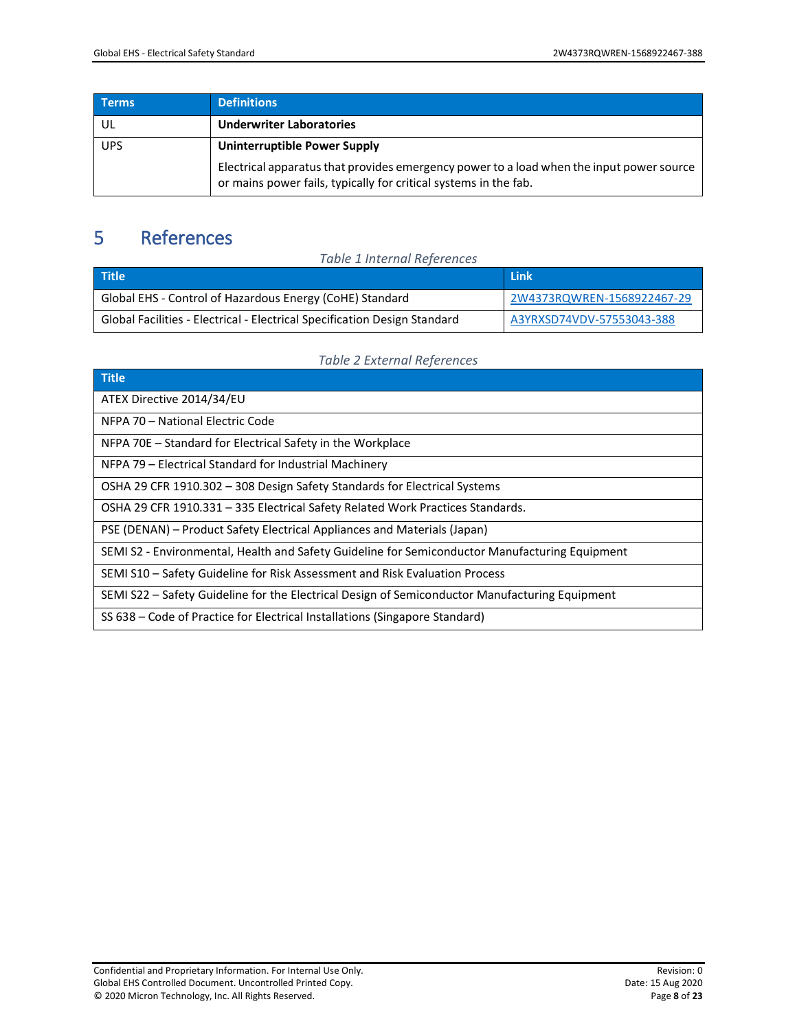| Terms | Definitions |
|---|---|
| UL | **Underwriter Laboratories** |
| UPS | **Uninterruptible Power Supply**<br><br>Electrical apparatus that provides emergency power to a load when the input power source or mains power fails, typically for critical systems in the fab. |

# 5 References

*Table 1 Internal References*

| Title | Link |
|---|---|
| Global EHS - Control of Hazardous Energy (CoHE) Standard | 2W4373RQWREN-1568922467-29 |
| Global Facilities - Electrical - Electrical Specification Design Standard | A3YRXSD74VDV-57553043-388 |

*Table 2 External References*

| Title |
|---|
| ATEX Directive 2014/34/EU |
| NFPA 70 – National Electric Code |
| NFPA 70E – Standard for Electrical Safety in the Workplace |
| NFPA 79 – Electrical Standard for Industrial Machinery |
| OSHA 29 CFR 1910.302 – 308 Design Safety Standards for Electrical Systems |
| OSHA 29 CFR 1910.331 – 335 Electrical Safety Related Work Practices Standards. |
| PSE (DENAN) – Product Safety Electrical Appliances and Materials (Japan) |
| SEMI S2 - Environmental, Health and Safety Guideline for Semiconductor Manufacturing Equipment |
| SEMI S10 – Safety Guideline for Risk Assessment and Risk Evaluation Process |
| SEMI S22 – Safety Guideline for the Electrical Design of Semiconductor Manufacturing Equipment |
| SS 638 – Code of Practice for Electrical Installations (Singapore Standard) |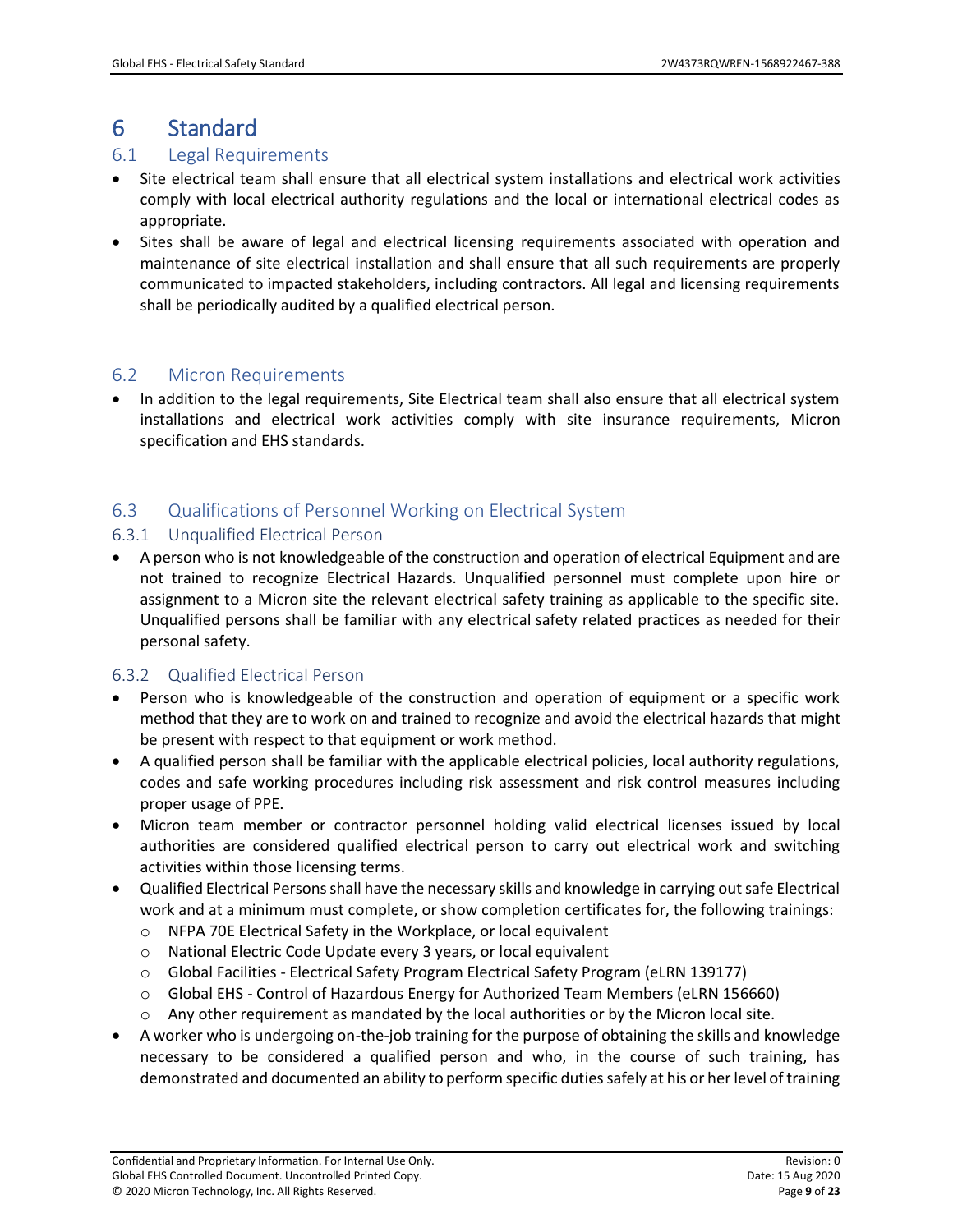# 6 Standard

## 6.1 Legal Requirements

- Site electrical team shall ensure that all electrical system installations and electrical work activities comply with local electrical authority regulations and the local or international electrical codes as appropriate.
- Sites shall be aware of legal and electrical licensing requirements associated with operation and maintenance of site electrical installation and shall ensure that all such requirements are properly communicated to impacted stakeholders, including contractors. All legal and licensing requirements shall be periodically audited by a qualified electrical person.

## 6.2 Micron Requirements

- In addition to the legal requirements, Site Electrical team shall also ensure that all electrical system installations and electrical work activities comply with site insurance requirements, Micron specification and EHS standards.

## 6.3 Qualifications of Personnel Working on Electrical System

### 6.3.1 Unqualified Electrical Person

- A person who is not knowledgeable of the construction and operation of electrical Equipment and are not trained to recognize Electrical Hazards. Unqualified personnel must complete upon hire or assignment to a Micron site the relevant electrical safety training as applicable to the specific site. Unqualified persons shall be familiar with any electrical safety related practices as needed for their personal safety.

### 6.3.2 Qualified Electrical Person

- Person who is knowledgeable of the construction and operation of equipment or a specific work method that they are to work on and trained to recognize and avoid the electrical hazards that might be present with respect to that equipment or work method.
- A qualified person shall be familiar with the applicable electrical policies, local authority regulations, codes and safe working procedures including risk assessment and risk control measures including proper usage of PPE.
- Micron team member or contractor personnel holding valid electrical licenses issued by local authorities are considered qualified electrical person to carry out electrical work and switching activities within those licensing terms.
- Qualified Electrical Persons shall have the necessary skills and knowledge in carrying out safe Electrical work and at a minimum must complete, or show completion certificates for, the following trainings:
  - NFPA 70E Electrical Safety in the Workplace, or local equivalent
  - National Electric Code Update every 3 years, or local equivalent
  - Global Facilities - Electrical Safety Program Electrical Safety Program (eLRN 139177)
  - Global EHS - Control of Hazardous Energy for Authorized Team Members (eLRN 156660)
  - Any other requirement as mandated by the local authorities or by the Micron local site.
- A worker who is undergoing on-the-job training for the purpose of obtaining the skills and knowledge necessary to be considered a qualified person and who, in the course of such training, has demonstrated and documented an ability to perform specific duties safely at his or her level of training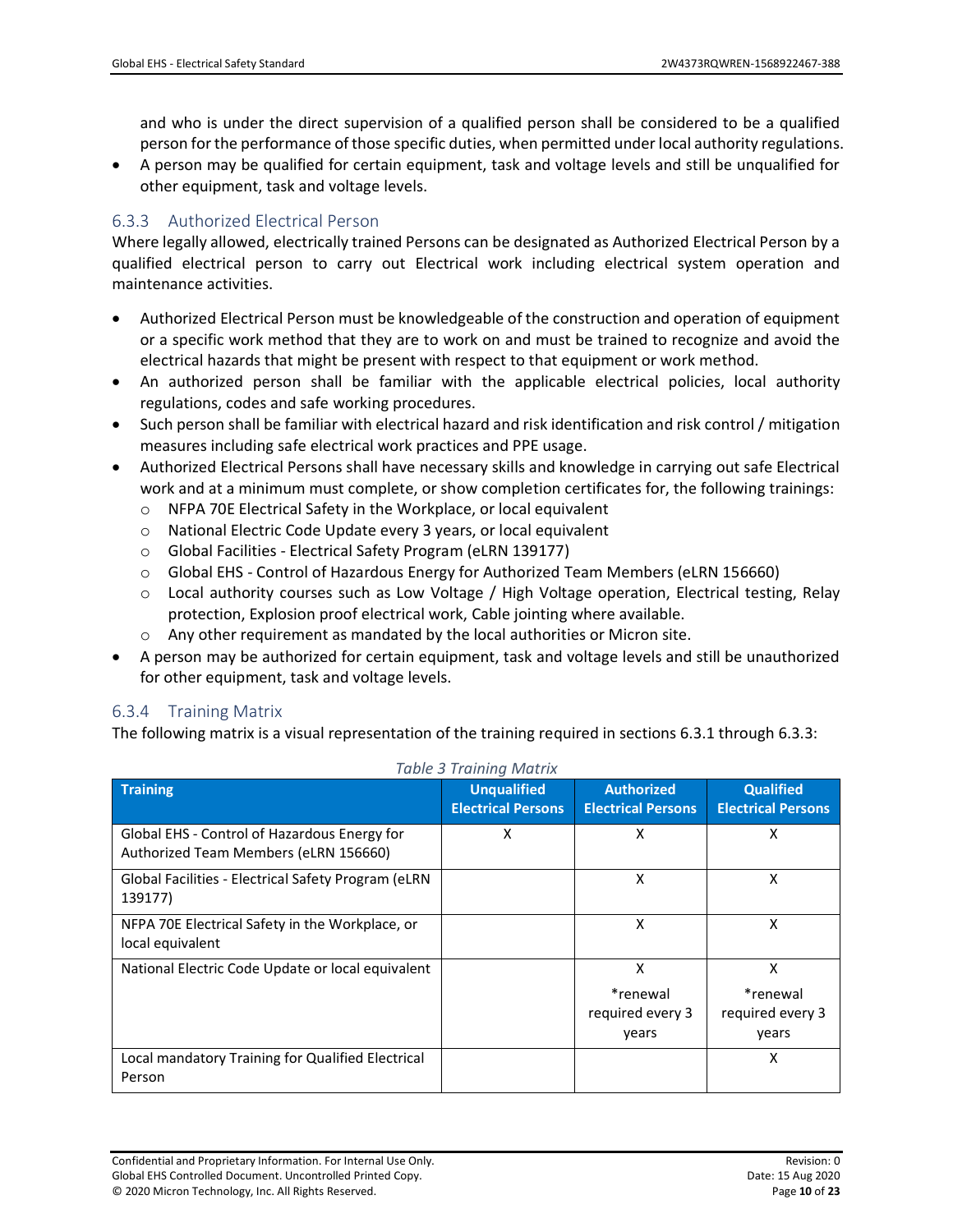and who is under the direct supervision of a qualified person shall be considered to be a qualified person for the performance of those specific duties, when permitted under local authority regulations.

- A person may be qualified for certain equipment, task and voltage levels and still be unqualified for other equipment, task and voltage levels.

### 6.3.3 Authorized Electrical Person

Where legally allowed, electrically trained Persons can be designated as Authorized Electrical Person by a qualified electrical person to carry out Electrical work including electrical system operation and maintenance activities.

- Authorized Electrical Person must be knowledgeable of the construction and operation of equipment or a specific work method that they are to work on and must be trained to recognize and avoid the electrical hazards that might be present with respect to that equipment or work method.
- An authorized person shall be familiar with the applicable electrical policies, local authority regulations, codes and safe working procedures.
- Such person shall be familiar with electrical hazard and risk identification and risk control / mitigation measures including safe electrical work practices and PPE usage.
- Authorized Electrical Persons shall have necessary skills and knowledge in carrying out safe Electrical work and at a minimum must complete, or show completion certificates for, the following trainings:
  - NFPA 70E Electrical Safety in the Workplace, or local equivalent
  - National Electric Code Update every 3 years, or local equivalent
  - Global Facilities - Electrical Safety Program (eLRN 139177)
  - Global EHS - Control of Hazardous Energy for Authorized Team Members (eLRN 156660)
  - Local authority courses such as Low Voltage / High Voltage operation, Electrical testing, Relay protection, Explosion proof electrical work, Cable jointing where available.
  - Any other requirement as mandated by the local authorities or Micron site.
- A person may be authorized for certain equipment, task and voltage levels and still be unauthorized for other equipment, task and voltage levels.

### 6.3.4 Training Matrix

The following matrix is a visual representation of the training required in sections 6.3.1 through 6.3.3:

*Table 3 Training Matrix*

| Training | Unqualified Electrical Persons | Authorized Electrical Persons | Qualified Electrical Persons |
|---|---|---|---|
| Global EHS - Control of Hazardous Energy for Authorized Team Members (eLRN 156660) | X | X | X |
| Global Facilities - Electrical Safety Program (eLRN 139177) | | X | X |
| NFPA 70E Electrical Safety in the Workplace, or local equivalent | | X | X |
| National Electric Code Update or local equivalent | | X *renewal required every 3 years | X *renewal required every 3 years |
| Local mandatory Training for Qualified Electrical Person | | | X |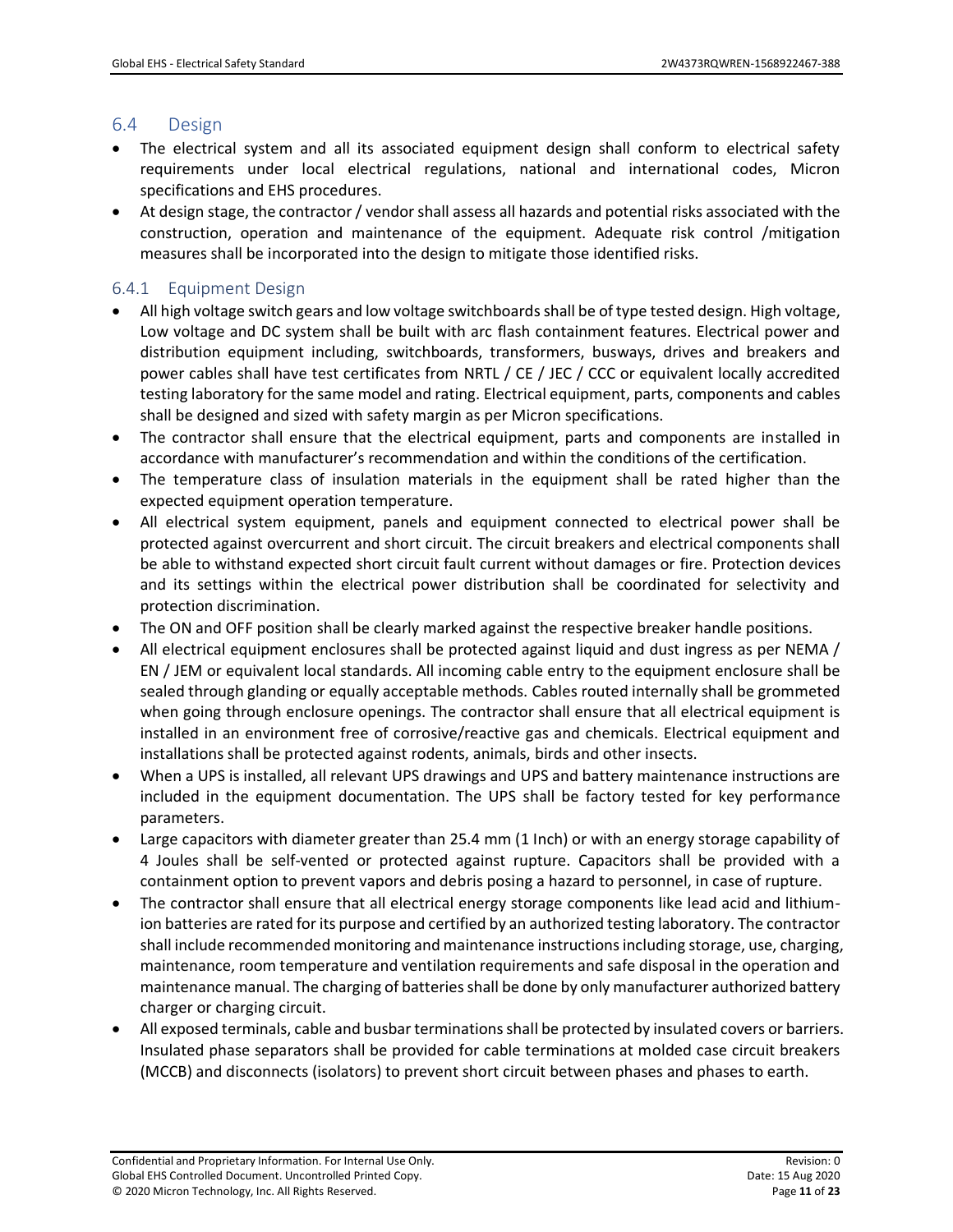## 6.4 Design

- The electrical system and all its associated equipment design shall conform to electrical safety requirements under local electrical regulations, national and international codes, Micron specifications and EHS procedures.
- At design stage, the contractor / vendor shall assess all hazards and potential risks associated with the construction, operation and maintenance of the equipment. Adequate risk control /mitigation measures shall be incorporated into the design to mitigate those identified risks.

### 6.4.1 Equipment Design

- All high voltage switch gears and low voltage switchboards shall be of type tested design. High voltage, Low voltage and DC system shall be built with arc flash containment features. Electrical power and distribution equipment including, switchboards, transformers, busways, drives and breakers and power cables shall have test certificates from NRTL / CE / JEC / CCC or equivalent locally accredited testing laboratory for the same model and rating. Electrical equipment, parts, components and cables shall be designed and sized with safety margin as per Micron specifications.
- The contractor shall ensure that the electrical equipment, parts and components are installed in accordance with manufacturer's recommendation and within the conditions of the certification.
- The temperature class of insulation materials in the equipment shall be rated higher than the expected equipment operation temperature.
- All electrical system equipment, panels and equipment connected to electrical power shall be protected against overcurrent and short circuit. The circuit breakers and electrical components shall be able to withstand expected short circuit fault current without damages or fire. Protection devices and its settings within the electrical power distribution shall be coordinated for selectivity and protection discrimination.
- The ON and OFF position shall be clearly marked against the respective breaker handle positions.
- All electrical equipment enclosures shall be protected against liquid and dust ingress as per NEMA / EN / JEM or equivalent local standards. All incoming cable entry to the equipment enclosure shall be sealed through glanding or equally acceptable methods. Cables routed internally shall be grommeted when going through enclosure openings. The contractor shall ensure that all electrical equipment is installed in an environment free of corrosive/reactive gas and chemicals. Electrical equipment and installations shall be protected against rodents, animals, birds and other insects.
- When a UPS is installed, all relevant UPS drawings and UPS and battery maintenance instructions are included in the equipment documentation. The UPS shall be factory tested for key performance parameters.
- Large capacitors with diameter greater than 25.4 mm (1 Inch) or with an energy storage capability of 4 Joules shall be self-vented or protected against rupture. Capacitors shall be provided with a containment option to prevent vapors and debris posing a hazard to personnel, in case of rupture.
- The contractor shall ensure that all electrical energy storage components like lead acid and lithium-ion batteries are rated for its purpose and certified by an authorized testing laboratory. The contractor shall include recommended monitoring and maintenance instructions including storage, use, charging, maintenance, room temperature and ventilation requirements and safe disposal in the operation and maintenance manual. The charging of batteries shall be done by only manufacturer authorized battery charger or charging circuit.
- All exposed terminals, cable and busbar terminations shall be protected by insulated covers or barriers. Insulated phase separators shall be provided for cable terminations at molded case circuit breakers (MCCB) and disconnects (isolators) to prevent short circuit between phases and phases to earth.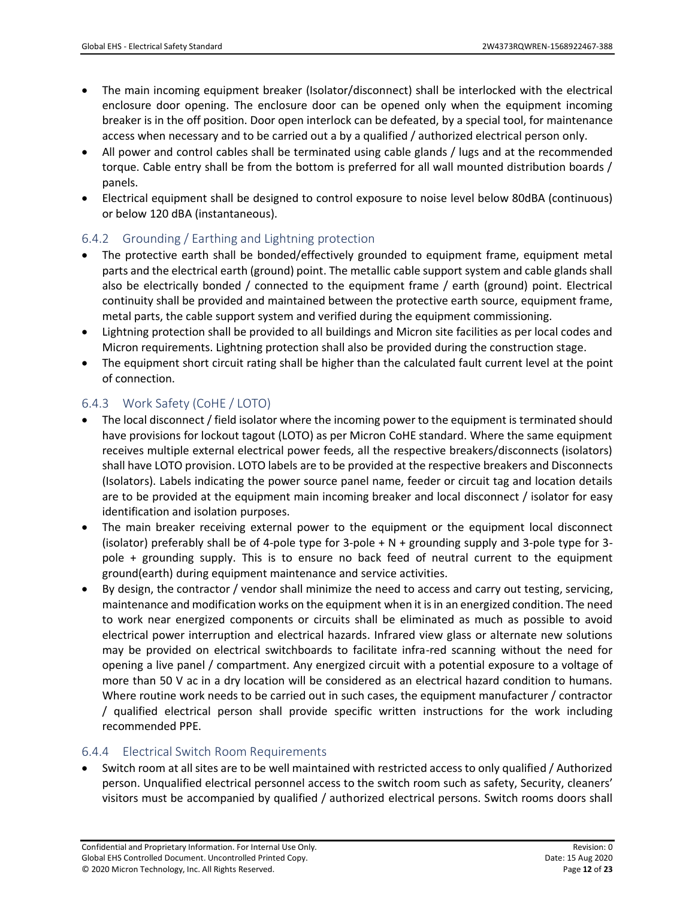- The main incoming equipment breaker (Isolator/disconnect) shall be interlocked with the electrical enclosure door opening. The enclosure door can be opened only when the equipment incoming breaker is in the off position. Door open interlock can be defeated, by a special tool, for maintenance access when necessary and to be carried out a by a qualified / authorized electrical person only.
- All power and control cables shall be terminated using cable glands / lugs and at the recommended torque. Cable entry shall be from the bottom is preferred for all wall mounted distribution boards / panels.
- Electrical equipment shall be designed to control exposure to noise level below 80dBA (continuous) or below 120 dBA (instantaneous).

### 6.4.2 Grounding / Earthing and Lightning protection

- The protective earth shall be bonded/effectively grounded to equipment frame, equipment metal parts and the electrical earth (ground) point. The metallic cable support system and cable glands shall also be electrically bonded / connected to the equipment frame / earth (ground) point. Electrical continuity shall be provided and maintained between the protective earth source, equipment frame, metal parts, the cable support system and verified during the equipment commissioning.
- Lightning protection shall be provided to all buildings and Micron site facilities as per local codes and Micron requirements. Lightning protection shall also be provided during the construction stage.
- The equipment short circuit rating shall be higher than the calculated fault current level at the point of connection.

### 6.4.3 Work Safety (CoHE / LOTO)

- The local disconnect / field isolator where the incoming power to the equipment is terminated should have provisions for lockout tagout (LOTO) as per Micron CoHE standard. Where the same equipment receives multiple external electrical power feeds, all the respective breakers/disconnects (isolators) shall have LOTO provision. LOTO labels are to be provided at the respective breakers and Disconnects (Isolators). Labels indicating the power source panel name, feeder or circuit tag and location details are to be provided at the equipment main incoming breaker and local disconnect / isolator for easy identification and isolation purposes.
- The main breaker receiving external power to the equipment or the equipment local disconnect (isolator) preferably shall be of 4-pole type for 3-pole + N + grounding supply and 3-pole type for 3-pole + grounding supply. This is to ensure no back feed of neutral current to the equipment ground(earth) during equipment maintenance and service activities.
- By design, the contractor / vendor shall minimize the need to access and carry out testing, servicing, maintenance and modification works on the equipment when it is in an energized condition. The need to work near energized components or circuits shall be eliminated as much as possible to avoid electrical power interruption and electrical hazards. Infrared view glass or alternate new solutions may be provided on electrical switchboards to facilitate infra-red scanning without the need for opening a live panel / compartment. Any energized circuit with a potential exposure to a voltage of more than 50 V ac in a dry location will be considered as an electrical hazard condition to humans. Where routine work needs to be carried out in such cases, the equipment manufacturer / contractor / qualified electrical person shall provide specific written instructions for the work including recommended PPE.

### 6.4.4 Electrical Switch Room Requirements

- Switch room at all sites are to be well maintained with restricted access to only qualified / Authorized person. Unqualified electrical personnel access to the switch room such as safety, Security, cleaners' visitors must be accompanied by qualified / authorized electrical persons. Switch rooms doors shall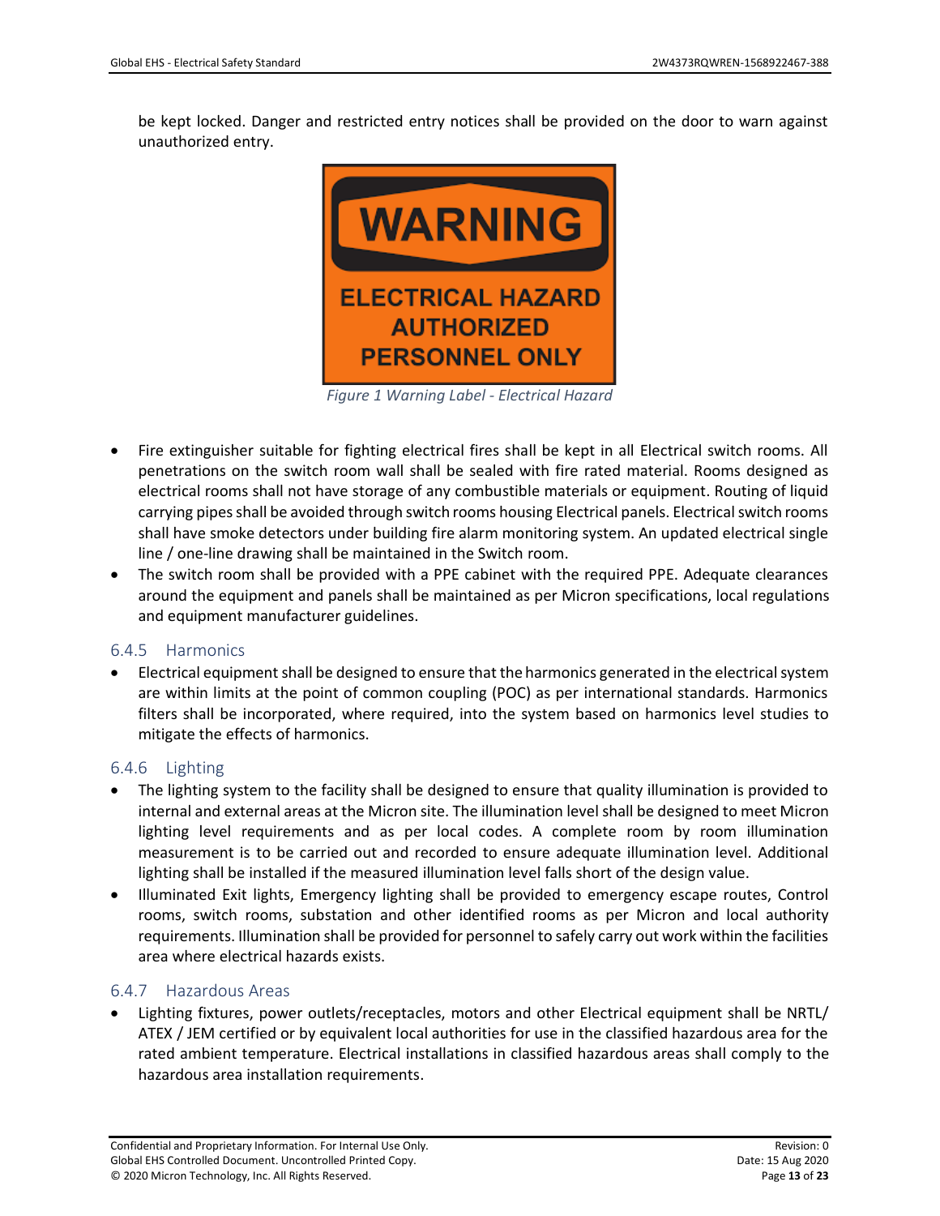be kept locked. Danger and restricted entry notices shall be provided on the door to warn against unauthorized entry.

WARNING

ELECTRICAL HAZARD AUTHORIZED PERSONNEL ONLY

*Figure 1 Warning Label - Electrical Hazard*

- Fire extinguisher suitable for fighting electrical fires shall be kept in all Electrical switch rooms. All penetrations on the switch room wall shall be sealed with fire rated material. Rooms designed as electrical rooms shall not have storage of any combustible materials or equipment. Routing of liquid carrying pipes shall be avoided through switch rooms housing Electrical panels. Electrical switch rooms shall have smoke detectors under building fire alarm monitoring system. An updated electrical single line / one-line drawing shall be maintained in the Switch room.
- The switch room shall be provided with a PPE cabinet with the required PPE. Adequate clearances around the equipment and panels shall be maintained as per Micron specifications, local regulations and equipment manufacturer guidelines.

### 6.4.5 Harmonics

- Electrical equipment shall be designed to ensure that the harmonics generated in the electrical system are within limits at the point of common coupling (POC) as per international standards. Harmonics filters shall be incorporated, where required, into the system based on harmonics level studies to mitigate the effects of harmonics.

### 6.4.6 Lighting

- The lighting system to the facility shall be designed to ensure that quality illumination is provided to internal and external areas at the Micron site. The illumination level shall be designed to meet Micron lighting level requirements and as per local codes. A complete room by room illumination measurement is to be carried out and recorded to ensure adequate illumination level. Additional lighting shall be installed if the measured illumination level falls short of the design value.
- Illuminated Exit lights, Emergency lighting shall be provided to emergency escape routes, Control rooms, switch rooms, substation and other identified rooms as per Micron and local authority requirements. Illumination shall be provided for personnel to safely carry out work within the facilities area where electrical hazards exists.

### 6.4.7 Hazardous Areas

- Lighting fixtures, power outlets/receptacles, motors and other Electrical equipment shall be NRTL/ ATEX / JEM certified or by equivalent local authorities for use in the classified hazardous area for the rated ambient temperature. Electrical installations in classified hazardous areas shall comply to the hazardous area installation requirements.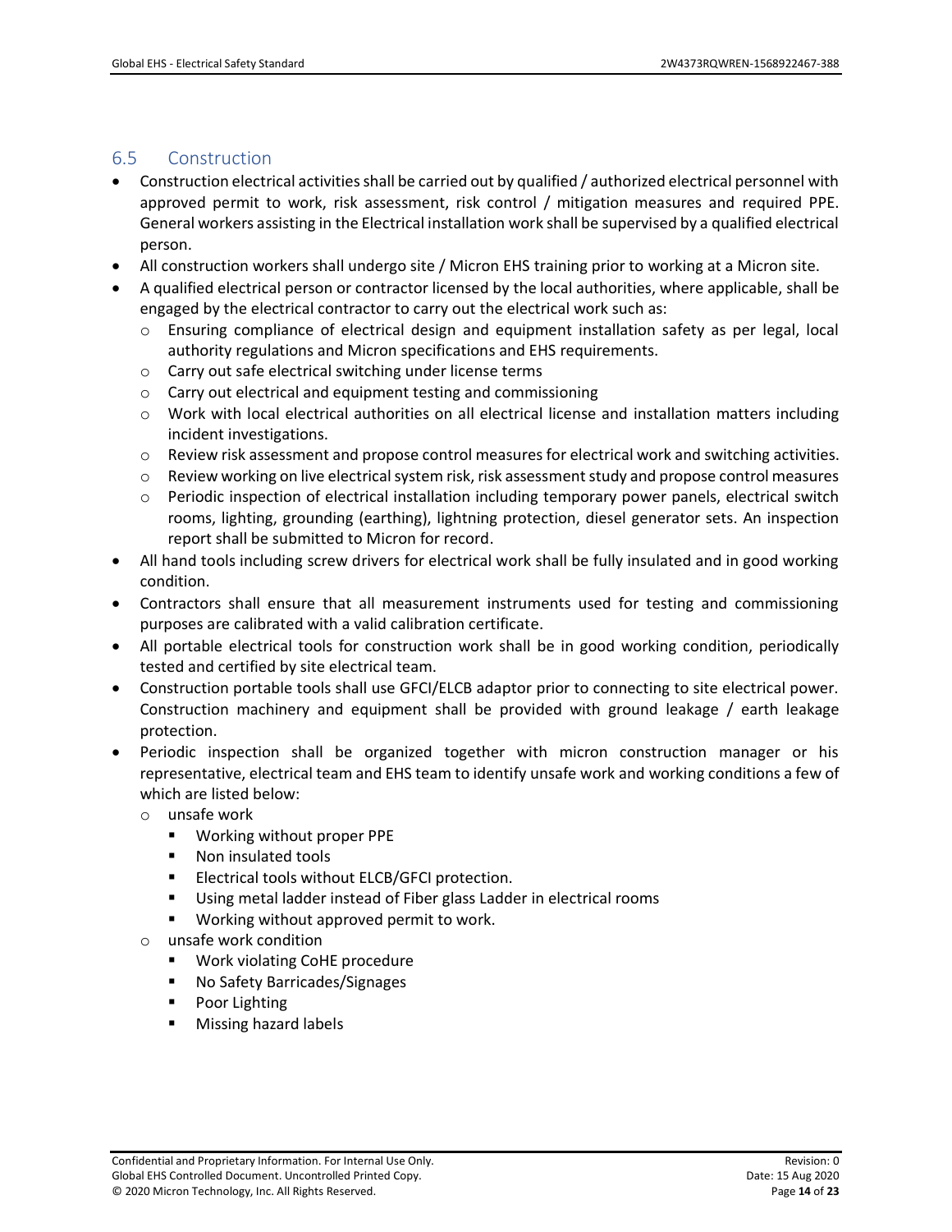## 6.5 Construction

- Construction electrical activities shall be carried out by qualified / authorized electrical personnel with approved permit to work, risk assessment, risk control / mitigation measures and required PPE. General workers assisting in the Electrical installation work shall be supervised by a qualified electrical person.
- All construction workers shall undergo site / Micron EHS training prior to working at a Micron site.
- A qualified electrical person or contractor licensed by the local authorities, where applicable, shall be engaged by the electrical contractor to carry out the electrical work such as:
  - Ensuring compliance of electrical design and equipment installation safety as per legal, local authority regulations and Micron specifications and EHS requirements.
  - Carry out safe electrical switching under license terms
  - Carry out electrical and equipment testing and commissioning
  - Work with local electrical authorities on all electrical license and installation matters including incident investigations.
  - Review risk assessment and propose control measures for electrical work and switching activities.
  - Review working on live electrical system risk, risk assessment study and propose control measures
  - Periodic inspection of electrical installation including temporary power panels, electrical switch rooms, lighting, grounding (earthing), lightning protection, diesel generator sets. An inspection report shall be submitted to Micron for record.
- All hand tools including screw drivers for electrical work shall be fully insulated and in good working condition.
- Contractors shall ensure that all measurement instruments used for testing and commissioning purposes are calibrated with a valid calibration certificate.
- All portable electrical tools for construction work shall be in good working condition, periodically tested and certified by site electrical team.
- Construction portable tools shall use GFCI/ELCB adaptor prior to connecting to site electrical power. Construction machinery and equipment shall be provided with ground leakage / earth leakage protection.
- Periodic inspection shall be organized together with micron construction manager or his representative, electrical team and EHS team to identify unsafe work and working conditions a few of which are listed below:
  - unsafe work
    - Working without proper PPE
    - Non insulated tools
    - Electrical tools without ELCB/GFCI protection.
    - Using metal ladder instead of Fiber glass Ladder in electrical rooms
    - Working without approved permit to work.
  - unsafe work condition
    - Work violating CoHE procedure
    - No Safety Barricades/Signages
    - Poor Lighting
    - Missing hazard labels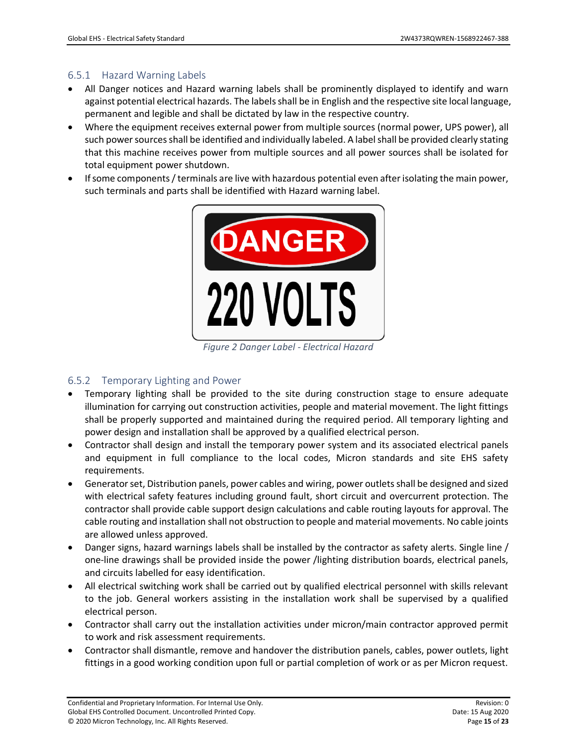### 6.5.1 Hazard Warning Labels

- All Danger notices and Hazard warning labels shall be prominently displayed to identify and warn against potential electrical hazards. The labels shall be in English and the respective site local language, permanent and legible and shall be dictated by law in the respective country.
- Where the equipment receives external power from multiple sources (normal power, UPS power), all such power sources shall be identified and individually labeled. A label shall be provided clearly stating that this machine receives power from multiple sources and all power sources shall be isolated for total equipment power shutdown.
- If some components / terminals are live with hazardous potential even after isolating the main power, such terminals and parts shall be identified with Hazard warning label.

*Figure 2 Danger Label - Electrical Hazard*

### 6.5.2 Temporary Lighting and Power

- Temporary lighting shall be provided to the site during construction stage to ensure adequate illumination for carrying out construction activities, people and material movement. The light fittings shall be properly supported and maintained during the required period. All temporary lighting and power design and installation shall be approved by a qualified electrical person.
- Contractor shall design and install the temporary power system and its associated electrical panels and equipment in full compliance to the local codes, Micron standards and site EHS safety requirements.
- Generator set, Distribution panels, power cables and wiring, power outlets shall be designed and sized with electrical safety features including ground fault, short circuit and overcurrent protection. The contractor shall provide cable support design calculations and cable routing layouts for approval. The cable routing and installation shall not obstruction to people and material movements. No cable joints are allowed unless approved.
- Danger signs, hazard warnings labels shall be installed by the contractor as safety alerts. Single line / one-line drawings shall be provided inside the power /lighting distribution boards, electrical panels, and circuits labelled for easy identification.
- All electrical switching work shall be carried out by qualified electrical personnel with skills relevant to the job. General workers assisting in the installation work shall be supervised by a qualified electrical person.
- Contractor shall carry out the installation activities under micron/main contractor approved permit to work and risk assessment requirements.
- Contractor shall dismantle, remove and handover the distribution panels, cables, power outlets, light fittings in a good working condition upon full or partial completion of work or as per Micron request.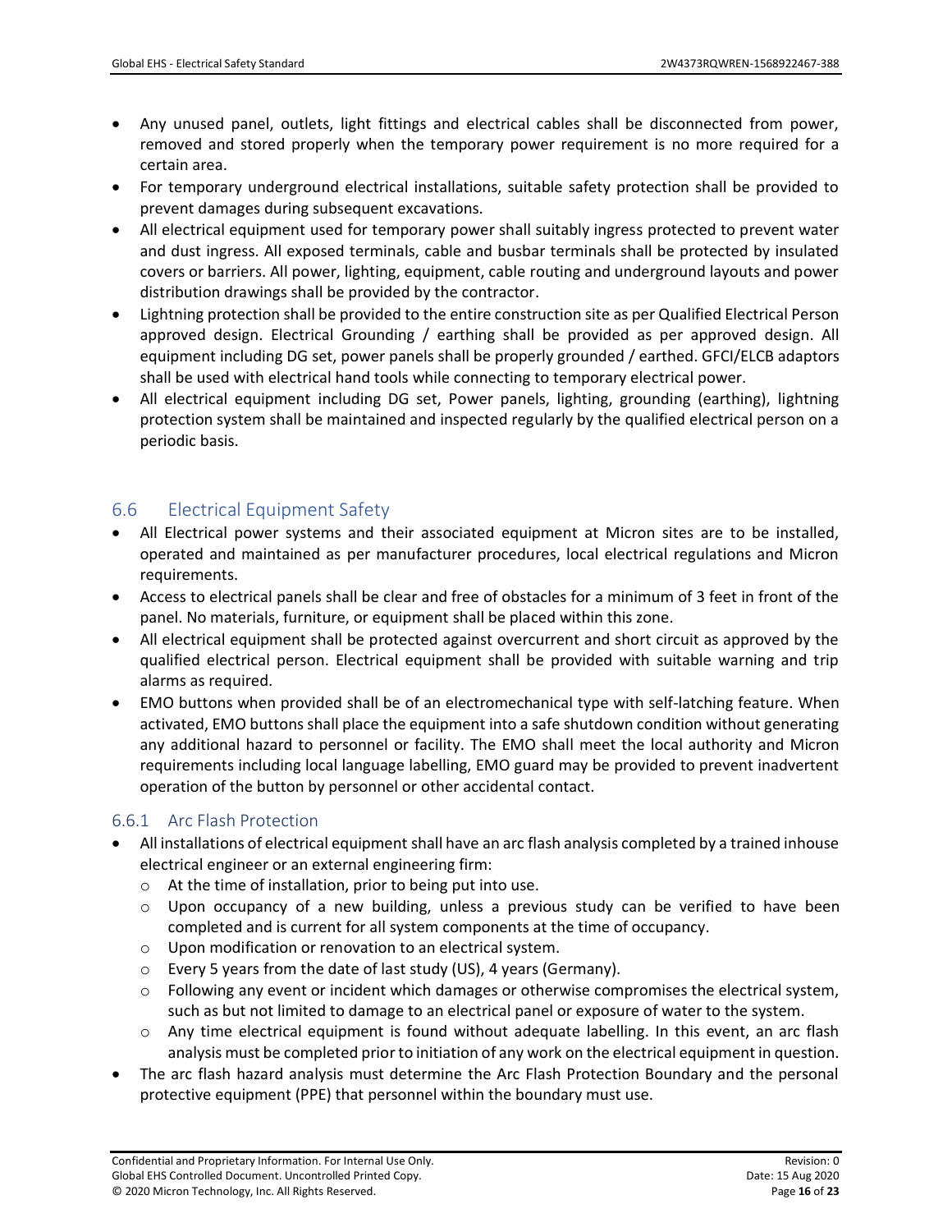- Any unused panel, outlets, light fittings and electrical cables shall be disconnected from power, removed and stored properly when the temporary power requirement is no more required for a certain area.
- For temporary underground electrical installations, suitable safety protection shall be provided to prevent damages during subsequent excavations.
- All electrical equipment used for temporary power shall suitably ingress protected to prevent water and dust ingress. All exposed terminals, cable and busbar terminals shall be protected by insulated covers or barriers. All power, lighting, equipment, cable routing and underground layouts and power distribution drawings shall be provided by the contractor.
- Lightning protection shall be provided to the entire construction site as per Qualified Electrical Person approved design. Electrical Grounding / earthing shall be provided as per approved design. All equipment including DG set, power panels shall be properly grounded / earthed. GFCI/ELCB adaptors shall be used with electrical hand tools while connecting to temporary electrical power.
- All electrical equipment including DG set, Power panels, lighting, grounding (earthing), lightning protection system shall be maintained and inspected regularly by the qualified electrical person on a periodic basis.

## 6.6 Electrical Equipment Safety

- All Electrical power systems and their associated equipment at Micron sites are to be installed, operated and maintained as per manufacturer procedures, local electrical regulations and Micron requirements.
- Access to electrical panels shall be clear and free of obstacles for a minimum of 3 feet in front of the panel. No materials, furniture, or equipment shall be placed within this zone.
- All electrical equipment shall be protected against overcurrent and short circuit as approved by the qualified electrical person. Electrical equipment shall be provided with suitable warning and trip alarms as required.
- EMO buttons when provided shall be of an electromechanical type with self-latching feature. When activated, EMO buttons shall place the equipment into a safe shutdown condition without generating any additional hazard to personnel or facility. The EMO shall meet the local authority and Micron requirements including local language labelling, EMO guard may be provided to prevent inadvertent operation of the button by personnel or other accidental contact.

### 6.6.1 Arc Flash Protection

- All installations of electrical equipment shall have an arc flash analysis completed by a trained inhouse electrical engineer or an external engineering firm:
  - At the time of installation, prior to being put into use.
  - Upon occupancy of a new building, unless a previous study can be verified to have been completed and is current for all system components at the time of occupancy.
  - Upon modification or renovation to an electrical system.
  - Every 5 years from the date of last study (US), 4 years (Germany).
  - Following any event or incident which damages or otherwise compromises the electrical system, such as but not limited to damage to an electrical panel or exposure of water to the system.
  - Any time electrical equipment is found without adequate labelling. In this event, an arc flash analysis must be completed prior to initiation of any work on the electrical equipment in question.
- The arc flash hazard analysis must determine the Arc Flash Protection Boundary and the personal protective equipment (PPE) that personnel within the boundary must use.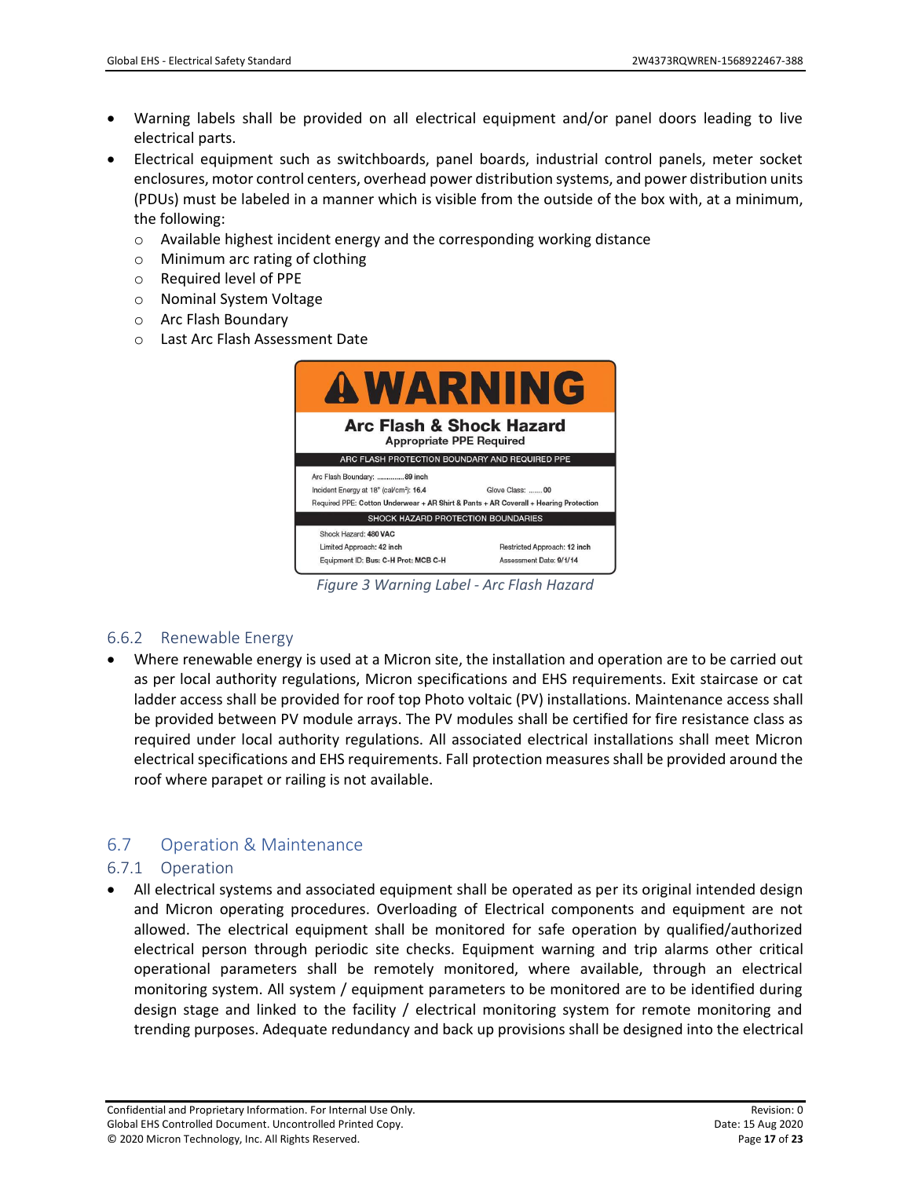- Warning labels shall be provided on all electrical equipment and/or panel doors leading to live electrical parts.
- Electrical equipment such as switchboards, panel boards, industrial control panels, meter socket enclosures, motor control centers, overhead power distribution systems, and power distribution units (PDUs) must be labeled in a manner which is visible from the outside of the box with, at a minimum, the following:
  - Available highest incident energy and the corresponding working distance
  - Minimum arc rating of clothing
  - Required level of PPE
  - Nominal System Voltage
  - Arc Flash Boundary
  - Last Arc Flash Assessment Date

**WARNING**

**Arc Flash & Shock Hazard**
**Appropriate PPE Required**

ARC FLASH PROTECTION BOUNDARY AND REQUIRED PPE

Arc Flash Boundary: ............**89 inch**
Incident Energy at 18" (cal/cm²): **16.4** Glove Class: .......**00**
Required PPE: **Cotton Underwear + AR Shirt & Pants + AR Coverall + Hearing Protection**

SHOCK HAZARD PROTECTION BOUNDARIES

Shock Hazard: **480 VAC**
Limited Approach: **42 inch** Restricted Approach: **12 inch**
Equipment ID: **Bus: C-H Prot: MCB C-H** Assessment Date: **9/1/14**

*Figure 3 Warning Label - Arc Flash Hazard*

### 6.6.2 Renewable Energy

- Where renewable energy is used at a Micron site, the installation and operation are to be carried out as per local authority regulations, Micron specifications and EHS requirements. Exit staircase or cat ladder access shall be provided for roof top Photo voltaic (PV) installations. Maintenance access shall be provided between PV module arrays. The PV modules shall be certified for fire resistance class as required under local authority regulations. All associated electrical installations shall meet Micron electrical specifications and EHS requirements. Fall protection measures shall be provided around the roof where parapet or railing is not available.

## 6.7 Operation & Maintenance

### 6.7.1 Operation

- All electrical systems and associated equipment shall be operated as per its original intended design and Micron operating procedures. Overloading of Electrical components and equipment are not allowed. The electrical equipment shall be monitored for safe operation by qualified/authorized electrical person through periodic site checks. Equipment warning and trip alarms other critical operational parameters shall be remotely monitored, where available, through an electrical monitoring system. All system / equipment parameters to be monitored are to be identified during design stage and linked to the facility / electrical monitoring system for remote monitoring and trending purposes. Adequate redundancy and back up provisions shall be designed into the electrical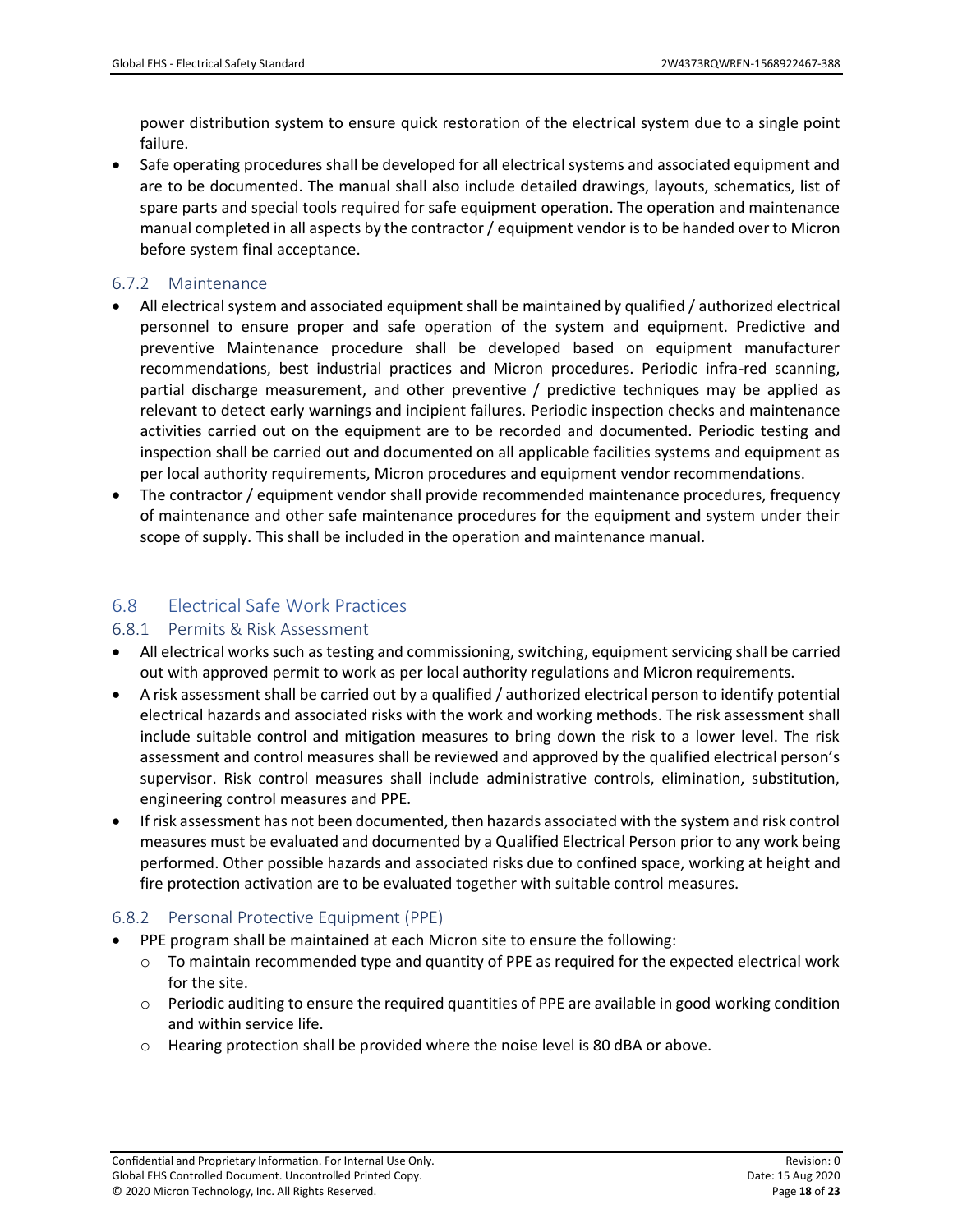power distribution system to ensure quick restoration of the electrical system due to a single point failure.

- Safe operating procedures shall be developed for all electrical systems and associated equipment and are to be documented. The manual shall also include detailed drawings, layouts, schematics, list of spare parts and special tools required for safe equipment operation. The operation and maintenance manual completed in all aspects by the contractor / equipment vendor is to be handed over to Micron before system final acceptance.

### 6.7.2 Maintenance

- All electrical system and associated equipment shall be maintained by qualified / authorized electrical personnel to ensure proper and safe operation of the system and equipment. Predictive and preventive Maintenance procedure shall be developed based on equipment manufacturer recommendations, best industrial practices and Micron procedures. Periodic infra-red scanning, partial discharge measurement, and other preventive / predictive techniques may be applied as relevant to detect early warnings and incipient failures. Periodic inspection checks and maintenance activities carried out on the equipment are to be recorded and documented. Periodic testing and inspection shall be carried out and documented on all applicable facilities systems and equipment as per local authority requirements, Micron procedures and equipment vendor recommendations.
- The contractor / equipment vendor shall provide recommended maintenance procedures, frequency of maintenance and other safe maintenance procedures for the equipment and system under their scope of supply. This shall be included in the operation and maintenance manual.

## 6.8 Electrical Safe Work Practices

### 6.8.1 Permits & Risk Assessment

- All electrical works such as testing and commissioning, switching, equipment servicing shall be carried out with approved permit to work as per local authority regulations and Micron requirements.
- A risk assessment shall be carried out by a qualified / authorized electrical person to identify potential electrical hazards and associated risks with the work and working methods. The risk assessment shall include suitable control and mitigation measures to bring down the risk to a lower level. The risk assessment and control measures shall be reviewed and approved by the qualified electrical person's supervisor. Risk control measures shall include administrative controls, elimination, substitution, engineering control measures and PPE.
- If risk assessment has not been documented, then hazards associated with the system and risk control measures must be evaluated and documented by a Qualified Electrical Person prior to any work being performed. Other possible hazards and associated risks due to confined space, working at height and fire protection activation are to be evaluated together with suitable control measures.

### 6.8.2 Personal Protective Equipment (PPE)

- PPE program shall be maintained at each Micron site to ensure the following:
  - To maintain recommended type and quantity of PPE as required for the expected electrical work for the site.
  - Periodic auditing to ensure the required quantities of PPE are available in good working condition and within service life.
  - Hearing protection shall be provided where the noise level is 80 dBA or above.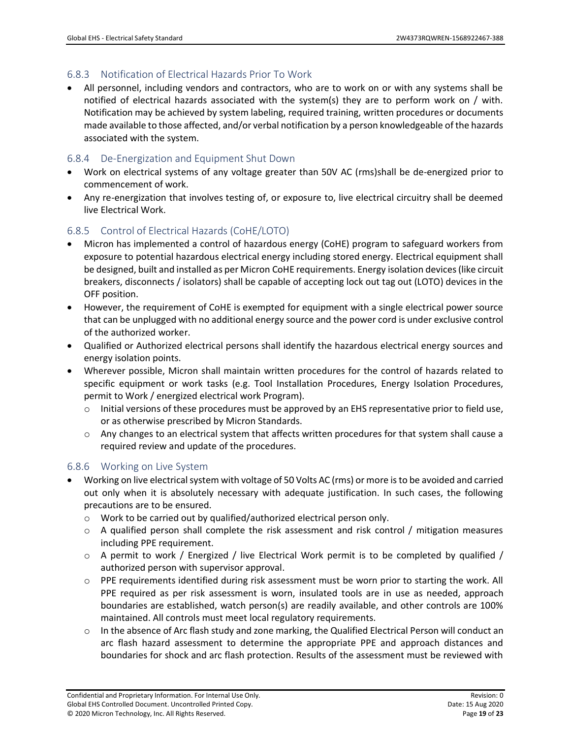### 6.8.3 Notification of Electrical Hazards Prior To Work

- All personnel, including vendors and contractors, who are to work on or with any systems shall be notified of electrical hazards associated with the system(s) they are to perform work on / with. Notification may be achieved by system labeling, required training, written procedures or documents made available to those affected, and/or verbal notification by a person knowledgeable of the hazards associated with the system.

### 6.8.4 De-Energization and Equipment Shut Down

- Work on electrical systems of any voltage greater than 50V AC (rms)shall be de-energized prior to commencement of work.
- Any re-energization that involves testing of, or exposure to, live electrical circuitry shall be deemed live Electrical Work.

### 6.8.5 Control of Electrical Hazards (CoHE/LOTO)

- Micron has implemented a control of hazardous energy (CoHE) program to safeguard workers from exposure to potential hazardous electrical energy including stored energy. Electrical equipment shall be designed, built and installed as per Micron CoHE requirements. Energy isolation devices (like circuit breakers, disconnects / isolators) shall be capable of accepting lock out tag out (LOTO) devices in the OFF position.
- However, the requirement of CoHE is exempted for equipment with a single electrical power source that can be unplugged with no additional energy source and the power cord is under exclusive control of the authorized worker.
- Qualified or Authorized electrical persons shall identify the hazardous electrical energy sources and energy isolation points.
- Wherever possible, Micron shall maintain written procedures for the control of hazards related to specific equipment or work tasks (e.g. Tool Installation Procedures, Energy Isolation Procedures, permit to Work / energized electrical work Program).
  - Initial versions of these procedures must be approved by an EHS representative prior to field use, or as otherwise prescribed by Micron Standards.
  - Any changes to an electrical system that affects written procedures for that system shall cause a required review and update of the procedures.

### 6.8.6 Working on Live System

- Working on live electrical system with voltage of 50 Volts AC (rms) or more is to be avoided and carried out only when it is absolutely necessary with adequate justification. In such cases, the following precautions are to be ensured.
  - Work to be carried out by qualified/authorized electrical person only.
  - A qualified person shall complete the risk assessment and risk control / mitigation measures including PPE requirement.
  - A permit to work / Energized / live Electrical Work permit is to be completed by qualified / authorized person with supervisor approval.
  - PPE requirements identified during risk assessment must be worn prior to starting the work. All PPE required as per risk assessment is worn, insulated tools are in use as needed, approach boundaries are established, watch person(s) are readily available, and other controls are 100% maintained. All controls must meet local regulatory requirements.
  - In the absence of Arc flash study and zone marking, the Qualified Electrical Person will conduct an arc flash hazard assessment to determine the appropriate PPE and approach distances and boundaries for shock and arc flash protection. Results of the assessment must be reviewed with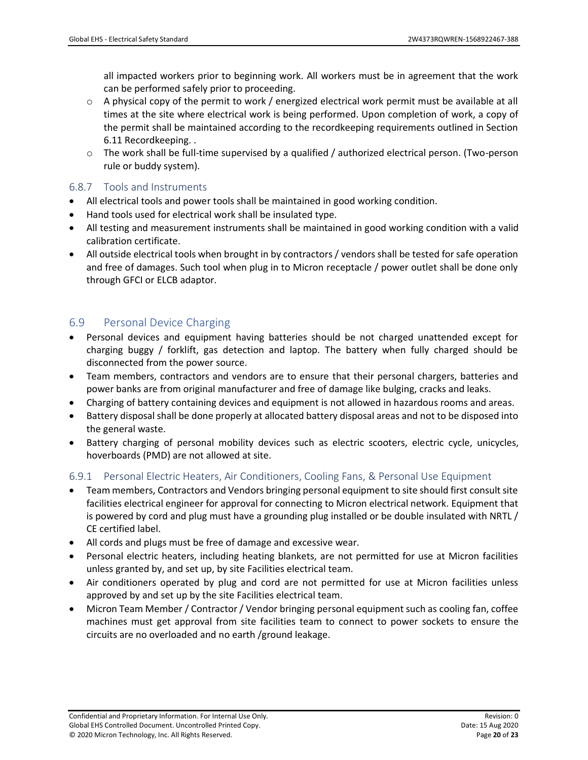all impacted workers prior to beginning work. All workers must be in agreement that the work can be performed safely prior to proceeding.

- A physical copy of the permit to work / energized electrical work permit must be available at all times at the site where electrical work is being performed. Upon completion of work, a copy of the permit shall be maintained according to the recordkeeping requirements outlined in Section 6.11 Recordkeeping. .
- The work shall be full-time supervised by a qualified / authorized electrical person. (Two-person rule or buddy system).

### 6.8.7 Tools and Instruments

- All electrical tools and power tools shall be maintained in good working condition.
- Hand tools used for electrical work shall be insulated type.
- All testing and measurement instruments shall be maintained in good working condition with a valid calibration certificate.
- All outside electrical tools when brought in by contractors / vendors shall be tested for safe operation and free of damages. Such tool when plug in to Micron receptacle / power outlet shall be done only through GFCI or ELCB adaptor.

## 6.9 Personal Device Charging

- Personal devices and equipment having batteries should be not charged unattended except for charging buggy / forklift, gas detection and laptop. The battery when fully charged should be disconnected from the power source.
- Team members, contractors and vendors are to ensure that their personal chargers, batteries and power banks are from original manufacturer and free of damage like bulging, cracks and leaks.
- Charging of battery containing devices and equipment is not allowed in hazardous rooms and areas.
- Battery disposal shall be done properly at allocated battery disposal areas and not to be disposed into the general waste.
- Battery charging of personal mobility devices such as electric scooters, electric cycle, unicycles, hoverboards (PMD) are not allowed at site.

### 6.9.1 Personal Electric Heaters, Air Conditioners, Cooling Fans, & Personal Use Equipment

- Team members, Contractors and Vendors bringing personal equipment to site should first consult site facilities electrical engineer for approval for connecting to Micron electrical network. Equipment that is powered by cord and plug must have a grounding plug installed or be double insulated with NRTL / CE certified label.
- All cords and plugs must be free of damage and excessive wear.
- Personal electric heaters, including heating blankets, are not permitted for use at Micron facilities unless granted by, and set up, by site Facilities electrical team.
- Air conditioners operated by plug and cord are not permitted for use at Micron facilities unless approved by and set up by the site Facilities electrical team.
- Micron Team Member / Contractor / Vendor bringing personal equipment such as cooling fan, coffee machines must get approval from site facilities team to connect to power sockets to ensure the circuits are no overloaded and no earth /ground leakage.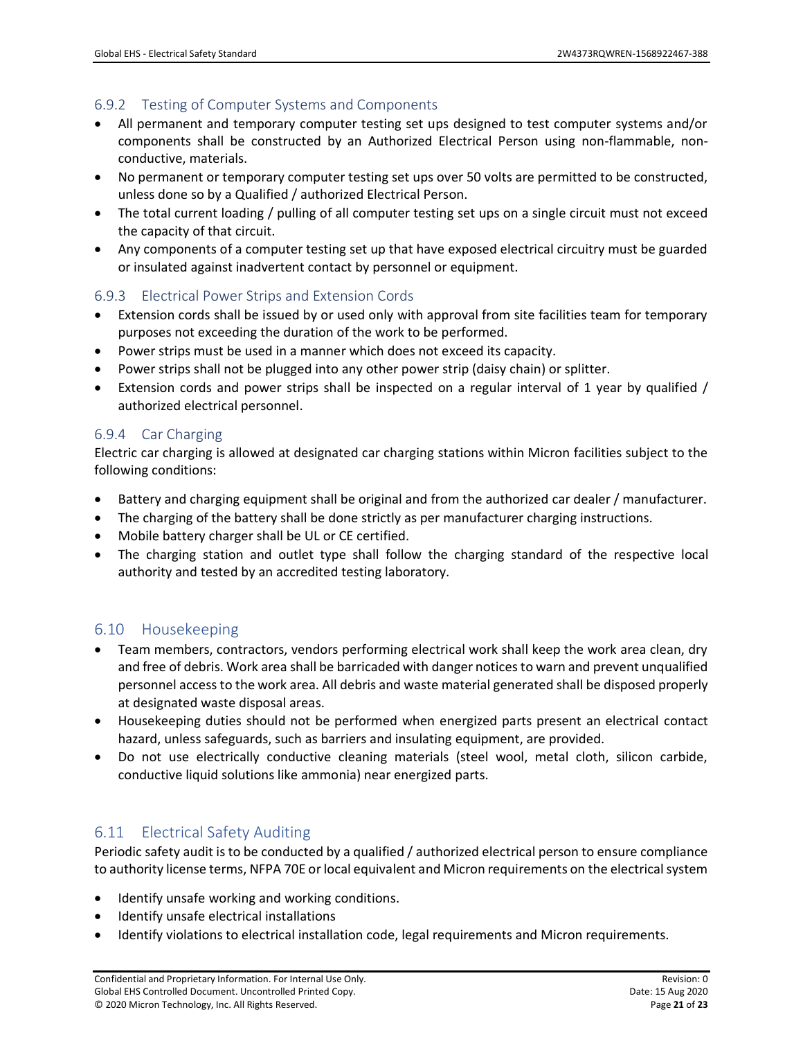### 6.9.2 Testing of Computer Systems and Components

- All permanent and temporary computer testing set ups designed to test computer systems and/or components shall be constructed by an Authorized Electrical Person using non-flammable, non-conductive, materials.
- No permanent or temporary computer testing set ups over 50 volts are permitted to be constructed, unless done so by a Qualified / authorized Electrical Person.
- The total current loading / pulling of all computer testing set ups on a single circuit must not exceed the capacity of that circuit.
- Any components of a computer testing set up that have exposed electrical circuitry must be guarded or insulated against inadvertent contact by personnel or equipment.

### 6.9.3 Electrical Power Strips and Extension Cords

- Extension cords shall be issued by or used only with approval from site facilities team for temporary purposes not exceeding the duration of the work to be performed.
- Power strips must be used in a manner which does not exceed its capacity.
- Power strips shall not be plugged into any other power strip (daisy chain) or splitter.
- Extension cords and power strips shall be inspected on a regular interval of 1 year by qualified / authorized electrical personnel.

### 6.9.4 Car Charging

Electric car charging is allowed at designated car charging stations within Micron facilities subject to the following conditions:

- Battery and charging equipment shall be original and from the authorized car dealer / manufacturer.
- The charging of the battery shall be done strictly as per manufacturer charging instructions.
- Mobile battery charger shall be UL or CE certified.
- The charging station and outlet type shall follow the charging standard of the respective local authority and tested by an accredited testing laboratory.

## 6.10 Housekeeping

- Team members, contractors, vendors performing electrical work shall keep the work area clean, dry and free of debris. Work area shall be barricaded with danger notices to warn and prevent unqualified personnel access to the work area. All debris and waste material generated shall be disposed properly at designated waste disposal areas.
- Housekeeping duties should not be performed when energized parts present an electrical contact hazard, unless safeguards, such as barriers and insulating equipment, are provided.
- Do not use electrically conductive cleaning materials (steel wool, metal cloth, silicon carbide, conductive liquid solutions like ammonia) near energized parts.

## 6.11 Electrical Safety Auditing

Periodic safety audit is to be conducted by a qualified / authorized electrical person to ensure compliance to authority license terms, NFPA 70E or local equivalent and Micron requirements on the electrical system

- Identify unsafe working and working conditions.
- Identify unsafe electrical installations
- Identify violations to electrical installation code, legal requirements and Micron requirements.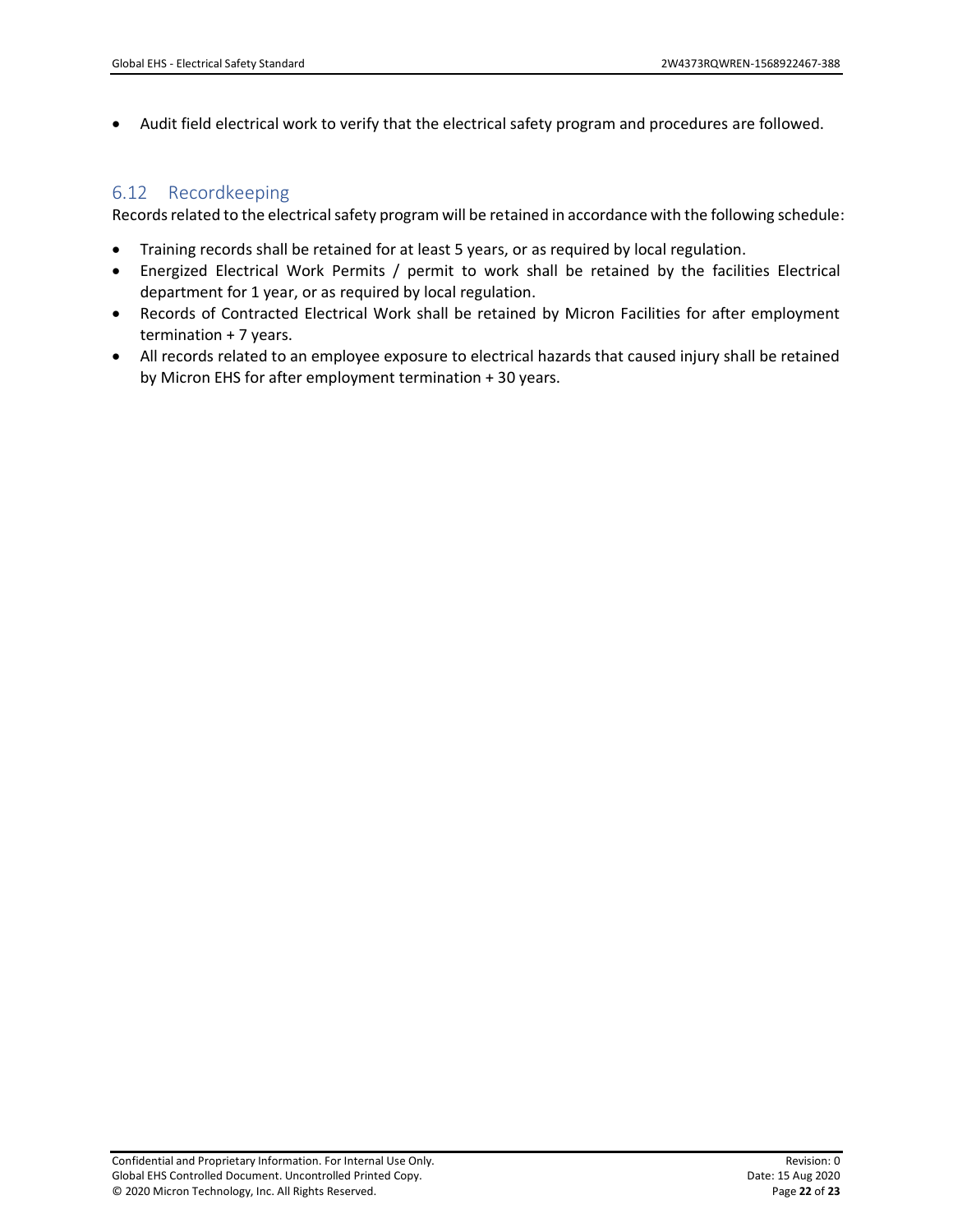- Audit field electrical work to verify that the electrical safety program and procedures are followed.

## 6.12 Recordkeeping

Records related to the electrical safety program will be retained in accordance with the following schedule:

- Training records shall be retained for at least 5 years, or as required by local regulation.
- Energized Electrical Work Permits / permit to work shall be retained by the facilities Electrical department for 1 year, or as required by local regulation.
- Records of Contracted Electrical Work shall be retained by Micron Facilities for after employment termination + 7 years.
- All records related to an employee exposure to electrical hazards that caused injury shall be retained by Micron EHS for after employment termination + 30 years.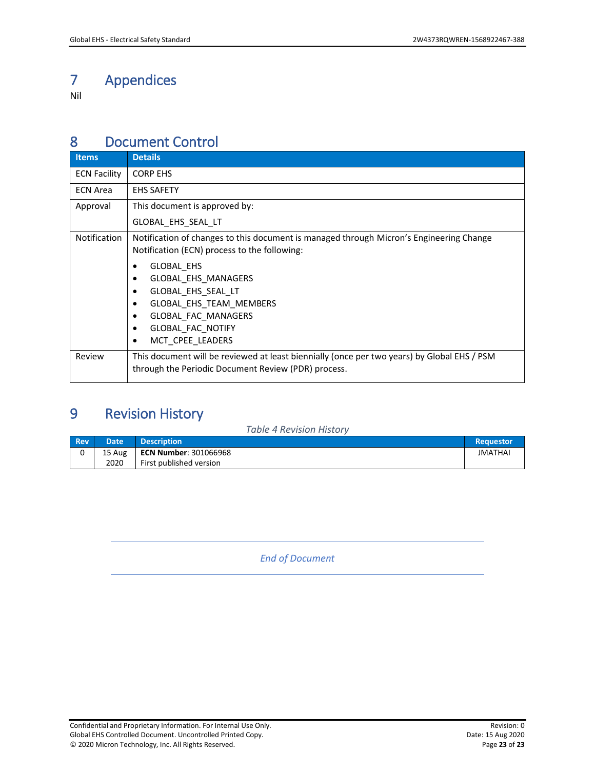# 7 Appendices

Nil

# 8 Document Control

| Items | Details |
|---|---|
| ECN Facility | CORP EHS |
| ECN Area | EHS SAFETY |
| Approval | This document is approved by:<br>GLOBAL_EHS_SEAL_LT |
| Notification | Notification of changes to this document is managed through Micron's Engineering Change Notification (ECN) process to the following:<br>• GLOBAL_EHS<br>• GLOBAL_EHS_MANAGERS<br>• GLOBAL_EHS_SEAL_LT<br>• GLOBAL_EHS_TEAM_MEMBERS<br>• GLOBAL_FAC_MANAGERS<br>• GLOBAL_FAC_NOTIFY<br>• MCT_CPEE_LEADERS |
| Review | This document will be reviewed at least biennially (once per two years) by Global EHS / PSM through the Periodic Document Review (PDR) process. |

# 9 Revision History

*Table 4 Revision History*

| Rev | Date | Description | Requestor |
|---|---|---|---|
| 0 | 15 Aug 2020 | **ECN Number**: 301066968<br>First published version | JMATHAI |

---

*End of Document*

---